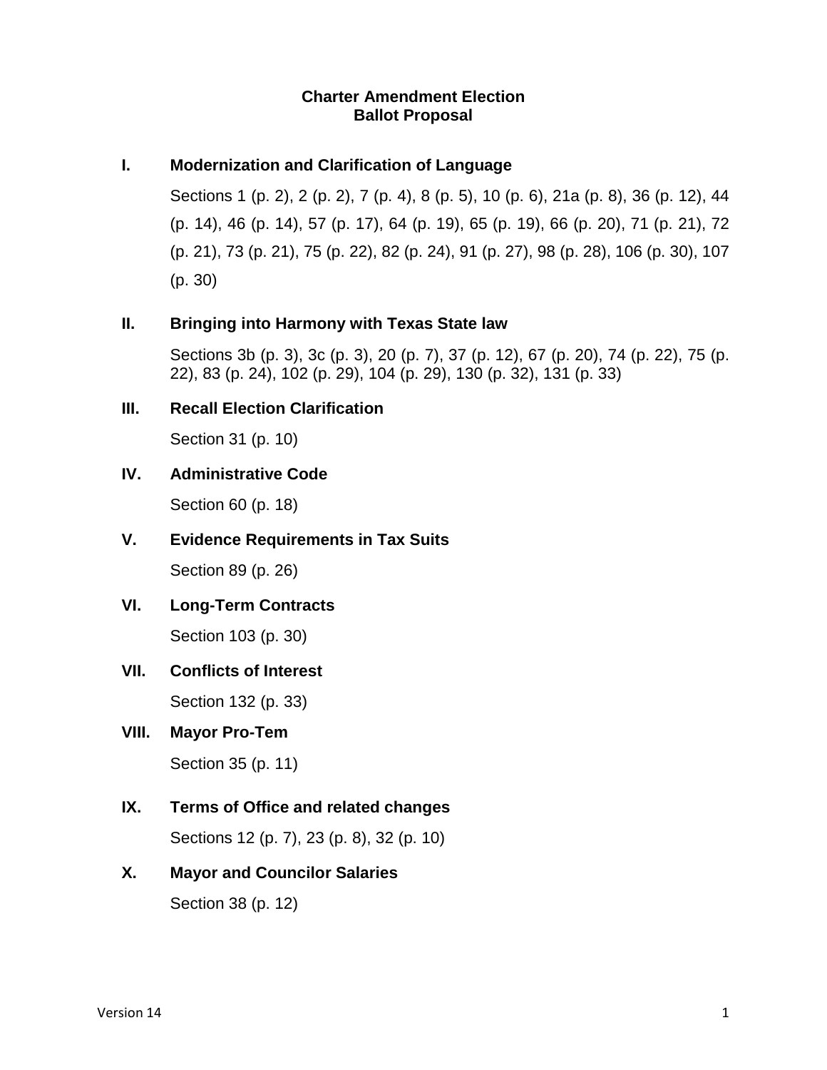# Charter Amendment Election
# Ballot Proposal

## I. Modernization and Clarification of Language

Sections 1 (p. 2), 2 (p. 2), 7 (p. 4), 8 (p. 5), 10 (p. 6), 21a (p. 8), 36 (p. 12), 44 (p. 14), 46 (p. 14), 57 (p. 17), 64 (p. 19), 65 (p. 19), 66 (p. 20), 71 (p. 21), 72 (p. 21), 73 (p. 21), 75 (p. 22), 82 (p. 24), 91 (p. 27), 98 (p. 28), 106 (p. 30), 107 (p. 30)

## II. Bringing into Harmony with Texas State law

Sections 3b (p. 3), 3c (p. 3), 20 (p. 7), 37 (p. 12), 67 (p. 20), 74 (p. 22), 75 (p. 22), 83 (p. 24), 102 (p. 29), 104 (p. 29), 130 (p. 32), 131 (p. 33)

## III. Recall Election Clarification

Section 31 (p. 10)

## IV. Administrative Code

Section 60 (p. 18)

## V. Evidence Requirements in Tax Suits

Section 89 (p. 26)

## VI. Long-Term Contracts

Section 103 (p. 30)

## VII. Conflicts of Interest

Section 132 (p. 33)

## VIII. Mayor Pro-Tem

Section 35 (p. 11)

## IX. Terms of Office and related changes

Sections 12 (p. 7), 23 (p. 8), 32 (p. 10)

## X. Mayor and Councilor Salaries

Section 38 (p. 12)

Version 14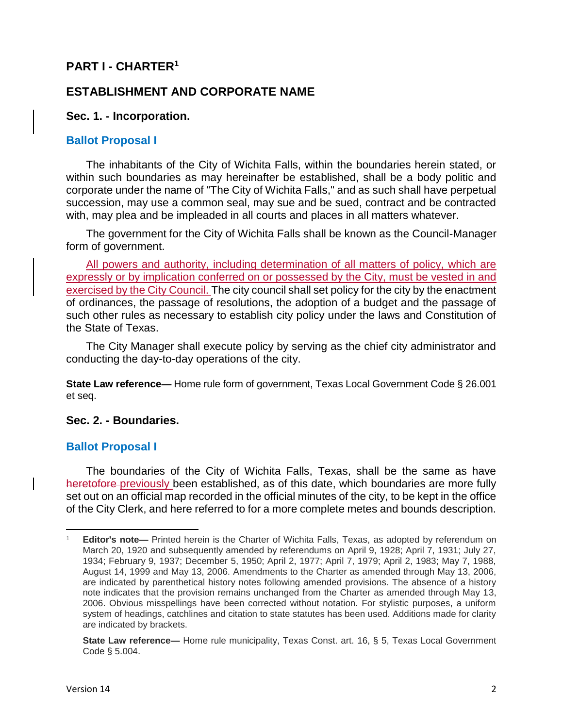# PART I - CHARTER[1]

## ESTABLISHMENT AND CORPORATE NAME

### Sec. 1. - Incorporation.

**Ballot Proposal I**

The inhabitants of the City of Wichita Falls, within the boundaries herein stated, or within such boundaries as may hereinafter be established, shall be a body politic and corporate under the name of "The City of Wichita Falls," and as such shall have perpetual succession, may use a common seal, may sue and be sued, contract and be contracted with, may plea and be impleaded in all courts and places in all matters whatever.

The government for the City of Wichita Falls shall be known as the Council-Manager form of government.

All powers and authority, including determination of all matters of policy, which are expressly or by implication conferred on or possessed by the City, must be vested in and exercised by the City Council. The city council shall set policy for the city by the enactment of ordinances, the passage of resolutions, the adoption of a budget and the passage of such other rules as necessary to establish city policy under the laws and Constitution of the State of Texas.

The City Manager shall execute policy by serving as the chief city administrator and conducting the day-to-day operations of the city.

**State Law reference—** Home rule form of government, Texas Local Government Code § 26.001 et seq.

### Sec. 2. - Boundaries.

**Ballot Proposal I**

The boundaries of the City of Wichita Falls, Texas, shall be the same as have ~~heretofore~~ previously been established, as of this date, which boundaries are more fully set out on an official map recorded in the official minutes of the city, to be kept in the office of the City Clerk, and here referred to for a more complete metes and bounds description.

---

[1] **Editor's note—** Printed herein is the Charter of Wichita Falls, Texas, as adopted by referendum on March 20, 1920 and subsequently amended by referendums on April 9, 1928; April 7, 1931; July 27, 1934; February 9, 1937; December 5, 1950; April 2, 1977; April 7, 1979; April 2, 1983; May 7, 1988, August 14, 1999 and May 13, 2006. Amendments to the Charter as amended through May 13, 2006, are indicated by parenthetical history notes following amended provisions. The absence of a history note indicates that the provision remains unchanged from the Charter as amended through May 13, 2006. Obvious misspellings have been corrected without notation. For stylistic purposes, a uniform system of headings, catchlines and citation to state statutes has been used. Additions made for clarity are indicated by brackets.

**State Law reference—** Home rule municipality, Texas Const. art. 16, § 5, Texas Local Government Code § 5.004.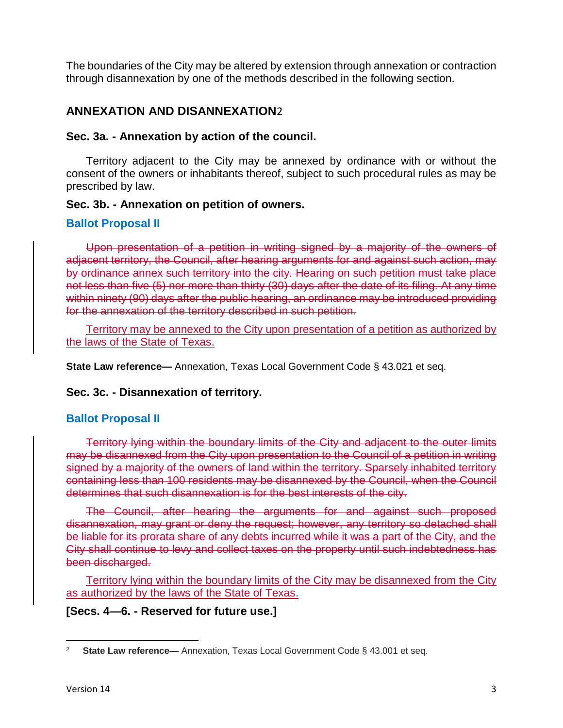The boundaries of the City may be altered by extension through annexation or contraction through disannexation by one of the methods described in the following section.

## ANNEXATION AND DISANNEXATION[2]

### Sec. 3a. - Annexation by action of the council.

Territory adjacent to the City may be annexed by ordinance with or without the consent of the owners or inhabitants thereof, subject to such procedural rules as may be prescribed by law.

### Sec. 3b. - Annexation on petition of owners.

**Ballot Proposal II**

~~Upon presentation of a petition in writing signed by a majority of the owners of adjacent territory, the Council, after hearing arguments for and against such action, may by ordinance annex such territory into the city. Hearing on such petition must take place not less than five (5) nor more than thirty (30) days after the date of its filing. At any time within ninety (90) days after the public hearing, an ordinance may be introduced providing for the annexation of the territory described in such petition.~~

<u>Territory may be annexed to the City upon presentation of a petition as authorized by the laws of the State of Texas.</u>

**State Law reference—** Annexation, Texas Local Government Code § 43.021 et seq.

### Sec. 3c. - Disannexation of territory.

**Ballot Proposal II**

~~Territory lying within the boundary limits of the City and adjacent to the outer limits may be disannexed from the City upon presentation to the Council of a petition in writing signed by a majority of the owners of land within the territory. Sparsely inhabited territory containing less than 100 residents may be disannexed by the Council, when the Council determines that such disannexation is for the best interests of the city.~~

~~The Council, after hearing the arguments for and against such proposed disannexation, may grant or deny the request; however, any territory so detached shall be liable for its prorata share of any debts incurred while it was a part of the City, and the City shall continue to levy and collect taxes on the property until such indebtedness has been discharged.~~

<u>Territory lying within the boundary limits of the City may be disannexed from the City as authorized by the laws of the State of Texas.</u>

### [Secs. 4—6. - Reserved for future use.]

---

[2] **State Law reference—** Annexation, Texas Local Government Code § 43.001 et seq.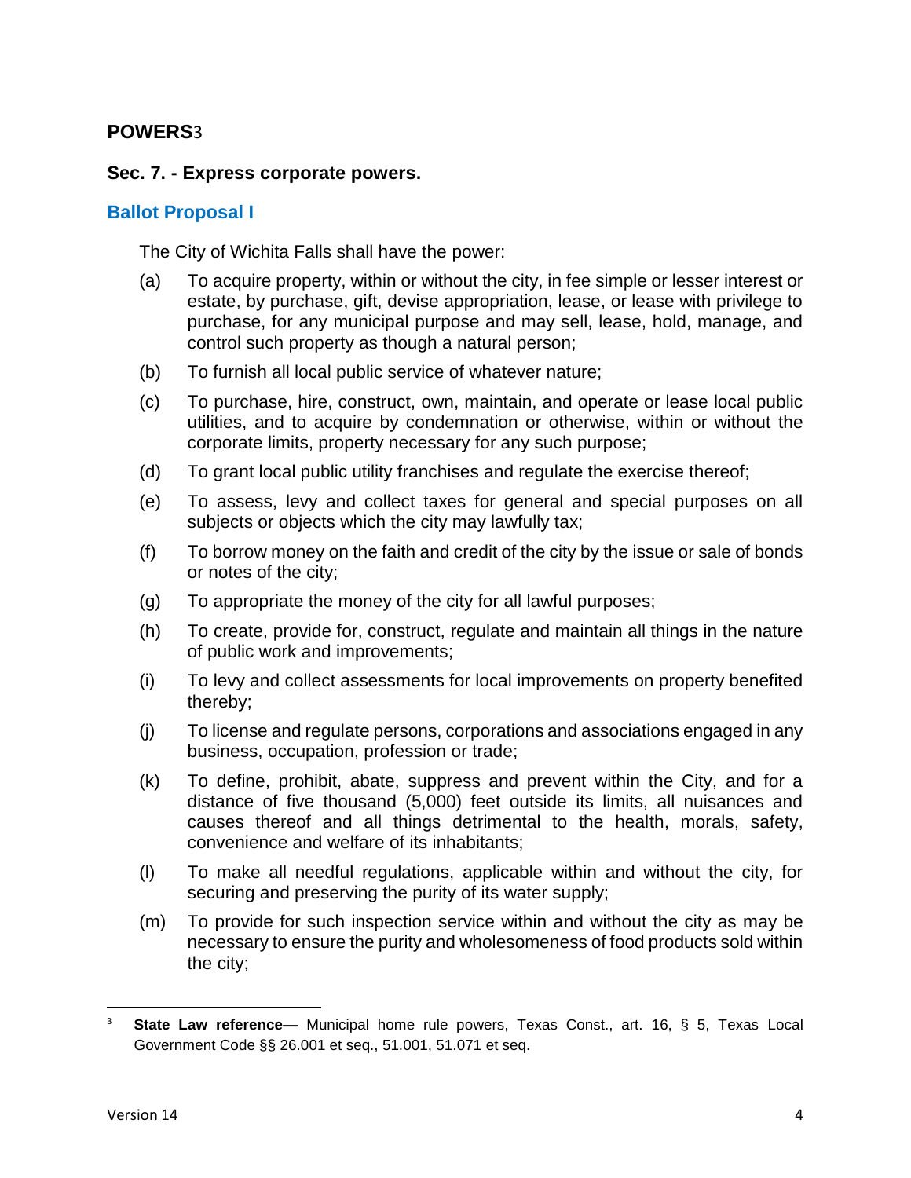## POWERS[3]

### Sec. 7. - Express corporate powers.

**Ballot Proposal I**

The City of Wichita Falls shall have the power:

(a) To acquire property, within or without the city, in fee simple or lesser interest or estate, by purchase, gift, devise appropriation, lease, or lease with privilege to purchase, for any municipal purpose and may sell, lease, hold, manage, and control such property as though a natural person;

(b) To furnish all local public service of whatever nature;

(c) To purchase, hire, construct, own, maintain, and operate or lease local public utilities, and to acquire by condemnation or otherwise, within or without the corporate limits, property necessary for any such purpose;

(d) To grant local public utility franchises and regulate the exercise thereof;

(e) To assess, levy and collect taxes for general and special purposes on all subjects or objects which the city may lawfully tax;

(f) To borrow money on the faith and credit of the city by the issue or sale of bonds or notes of the city;

(g) To appropriate the money of the city for all lawful purposes;

(h) To create, provide for, construct, regulate and maintain all things in the nature of public work and improvements;

(i) To levy and collect assessments for local improvements on property benefited thereby;

(j) To license and regulate persons, corporations and associations engaged in any business, occupation, profession or trade;

(k) To define, prohibit, abate, suppress and prevent within the City, and for a distance of five thousand (5,000) feet outside its limits, all nuisances and causes thereof and all things detrimental to the health, morals, safety, convenience and welfare of its inhabitants;

(l) To make all needful regulations, applicable within and without the city, for securing and preserving the purity of its water supply;

(m) To provide for such inspection service within and without the city as may be necessary to ensure the purity and wholesomeness of food products sold within the city;

---

[3] **State Law reference—** Municipal home rule powers, Texas Const., art. 16, § 5, Texas Local Government Code §§ 26.001 et seq., 51.001, 51.071 et seq.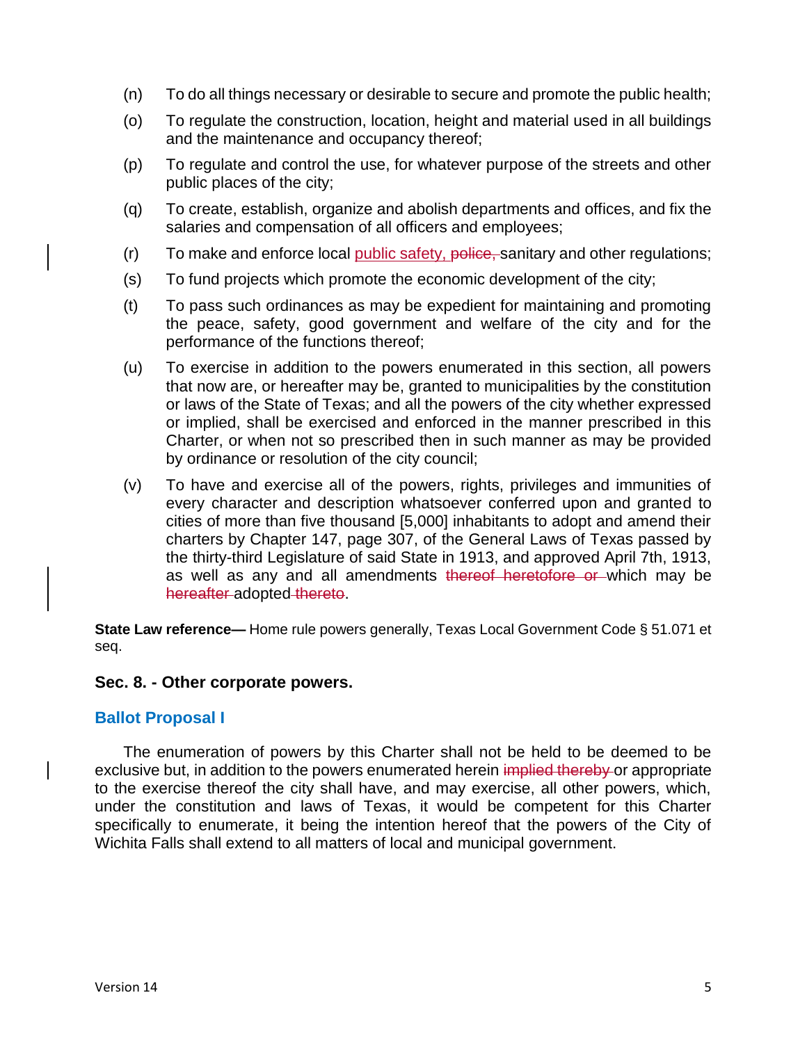(n) To do all things necessary or desirable to secure and promote the public health;

(o) To regulate the construction, location, height and material used in all buildings and the maintenance and occupancy thereof;

(p) To regulate and control the use, for whatever purpose of the streets and other public places of the city;

(q) To create, establish, organize and abolish departments and offices, and fix the salaries and compensation of all officers and employees;

(r) To make and enforce local public safety, ~~police,~~ sanitary and other regulations;

(s) To fund projects which promote the economic development of the city;

(t) To pass such ordinances as may be expedient for maintaining and promoting the peace, safety, good government and welfare of the city and for the performance of the functions thereof;

(u) To exercise in addition to the powers enumerated in this section, all powers that now are, or hereafter may be, granted to municipalities by the constitution or laws of the State of Texas; and all the powers of the city whether expressed or implied, shall be exercised and enforced in the manner prescribed in this Charter, or when not so prescribed then in such manner as may be provided by ordinance or resolution of the city council;

(v) To have and exercise all of the powers, rights, privileges and immunities of every character and description whatsoever conferred upon and granted to cities of more than five thousand [5,000] inhabitants to adopt and amend their charters by Chapter 147, page 307, of the General Laws of Texas passed by the thirty-third Legislature of said State in 1913, and approved April 7th, 1913, as well as any and all amendments ~~thereof heretofore or~~ which may be ~~hereafter~~ adopted ~~thereto~~.

**State Law reference—** Home rule powers generally, Texas Local Government Code § 51.071 et seq.

### Sec. 8. - Other corporate powers.

#### Ballot Proposal I

The enumeration of powers by this Charter shall not be held to be deemed to be exclusive but, in addition to the powers enumerated herein ~~implied thereby~~ or appropriate to the exercise thereof the city shall have, and may exercise, all other powers, which, under the constitution and laws of Texas, it would be competent for this Charter specifically to enumerate, it being the intention hereof that the powers of the City of Wichita Falls shall extend to all matters of local and municipal government.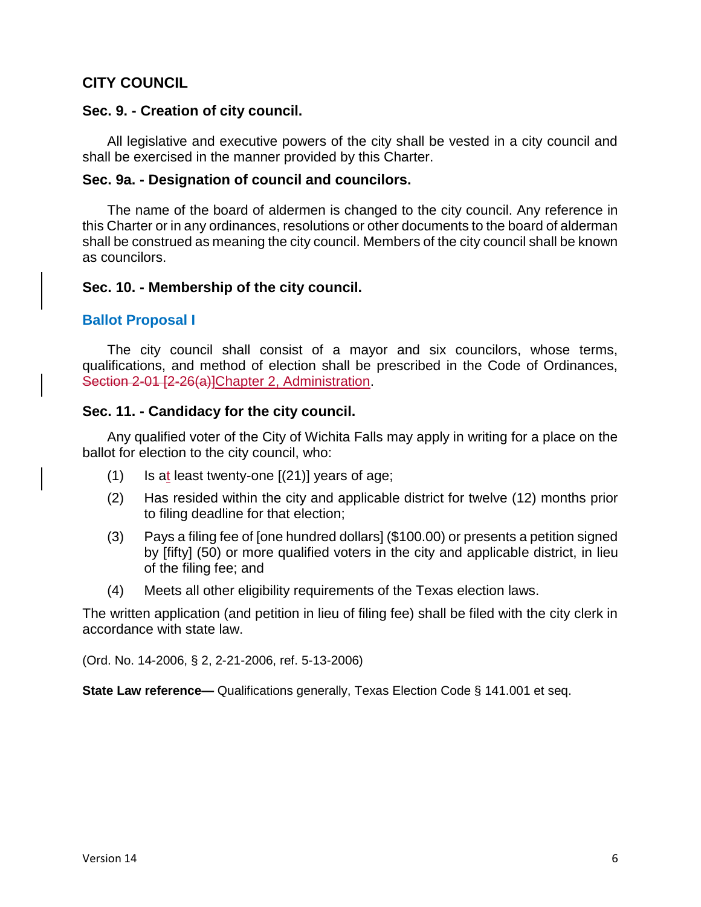## CITY COUNCIL

### Sec. 9. - Creation of city council.

All legislative and executive powers of the city shall be vested in a city council and shall be exercised in the manner provided by this Charter.

### Sec. 9a. - Designation of council and councilors.

The name of the board of aldermen is changed to the city council. Any reference in this Charter or in any ordinances, resolutions or other documents to the board of alderman shall be construed as meaning the city council. Members of the city council shall be known as councilors.

### Sec. 10. - Membership of the city council.

### Ballot Proposal I

The city council shall consist of a mayor and six councilors, whose terms, qualifications, and method of election shall be prescribed in the Code of Ordinances, ~~Section 2-01 [2-26(a)]~~Chapter 2, Administration.

### Sec. 11. - Candidacy for the city council.

Any qualified voter of the City of Wichita Falls may apply in writing for a place on the ballot for election to the city council, who:

(1) Is at least twenty-one [(21)] years of age;

(2) Has resided within the city and applicable district for twelve (12) months prior to filing deadline for that election;

(3) Pays a filing fee of [one hundred dollars] ($100.00) or presents a petition signed by [fifty] (50) or more qualified voters in the city and applicable district, in lieu of the filing fee; and

(4) Meets all other eligibility requirements of the Texas election laws.

The written application (and petition in lieu of filing fee) shall be filed with the city clerk in accordance with state law.

(Ord. No. 14-2006, § 2, 2-21-2006, ref. 5-13-2006)

**State Law reference—** Qualifications generally, Texas Election Code § 141.001 et seq.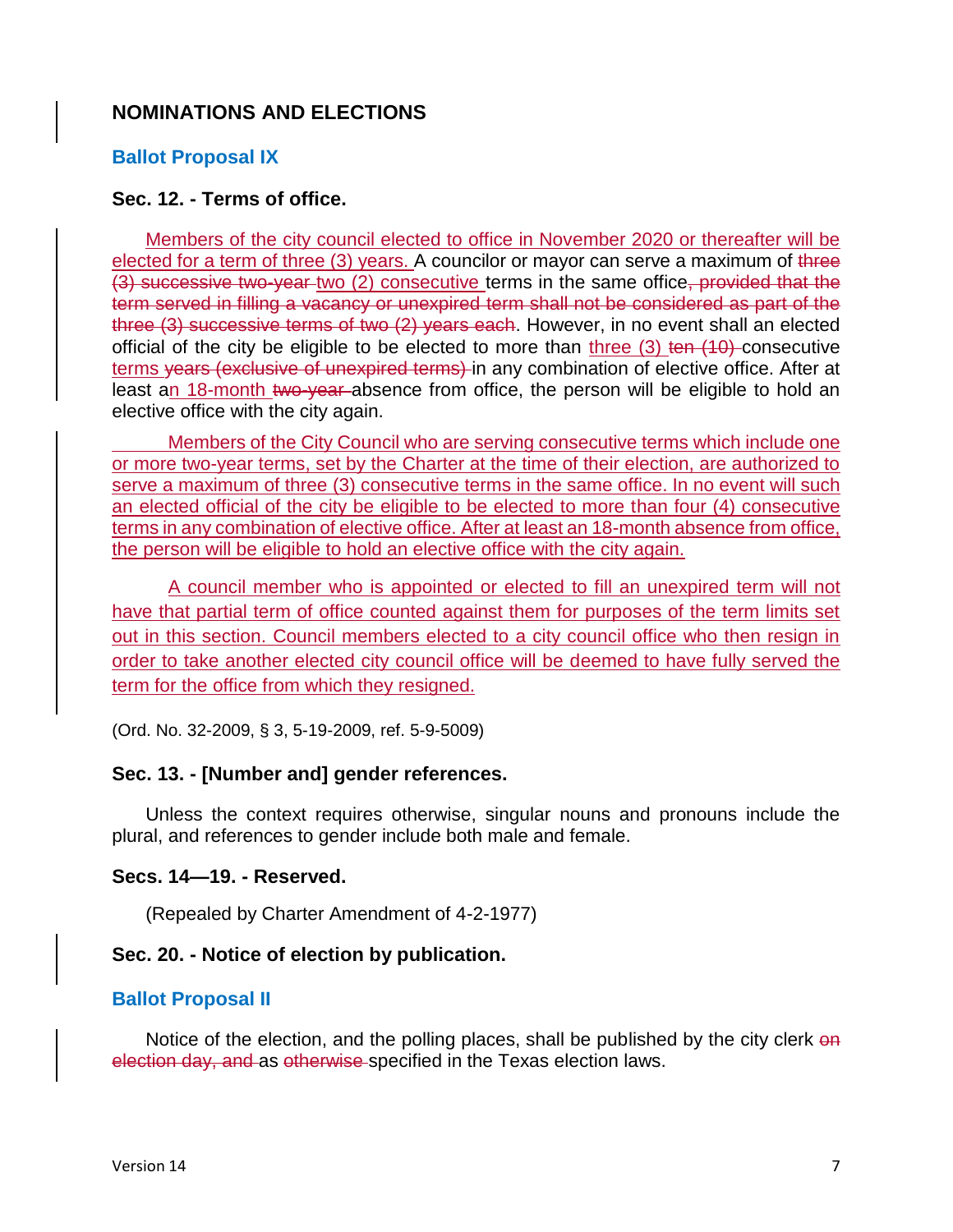## NOMINATIONS AND ELECTIONS

### Ballot Proposal IX

### Sec. 12. - Terms of office.

<ins>Members of the city council elected to office in November 2020 or thereafter will be elected for a term of three (3) years.</ins> A councilor or mayor can serve a maximum of ~~three (3) successive two-year~~ <ins>two (2) consecutive</ins> terms in the same office~~, provided that the term served in filling a vacancy or unexpired term shall not be considered as part of the three (3) successive terms of two (2) years each~~. However, in no event shall an elected official of the city be eligible to be elected to more than <ins>three (3)</ins> ~~ten (10)~~ consecutive <ins>terms</ins> ~~years (exclusive of unexpired terms)~~ in any combination of elective office. After at least a<ins>n 18-month</ins> ~~two-year~~ absence from office, the person will be eligible to hold an elective office with the city again.

<ins>Members of the City Council who are serving consecutive terms which include one or more two-year terms, set by the Charter at the time of their election, are authorized to serve a maximum of three (3) consecutive terms in the same office. In no event will such an elected official of the city be eligible to be elected to more than four (4) consecutive terms in any combination of elective office. After at least an 18-month absence from office, the person will be eligible to hold an elective office with the city again.</ins>

<ins>A council member who is appointed or elected to fill an unexpired term will not have that partial term of office counted against them for purposes of the term limits set out in this section. Council members elected to a city council office who then resign in order to take another elected city council office will be deemed to have fully served the term for the office from which they resigned.</ins>

(Ord. No. 32-2009, § 3, 5-19-2009, ref. 5-9-5009)

### Sec. 13. - [Number and] gender references.

Unless the context requires otherwise, singular nouns and pronouns include the plural, and references to gender include both male and female.

### Secs. 14—19. - Reserved.

(Repealed by Charter Amendment of 4-2-1977)

### Sec. 20. - Notice of election by publication.

### Ballot Proposal II

Notice of the election, and the polling places, shall be published by the city clerk ~~on election day, and~~ as ~~otherwise~~ specified in the Texas election laws.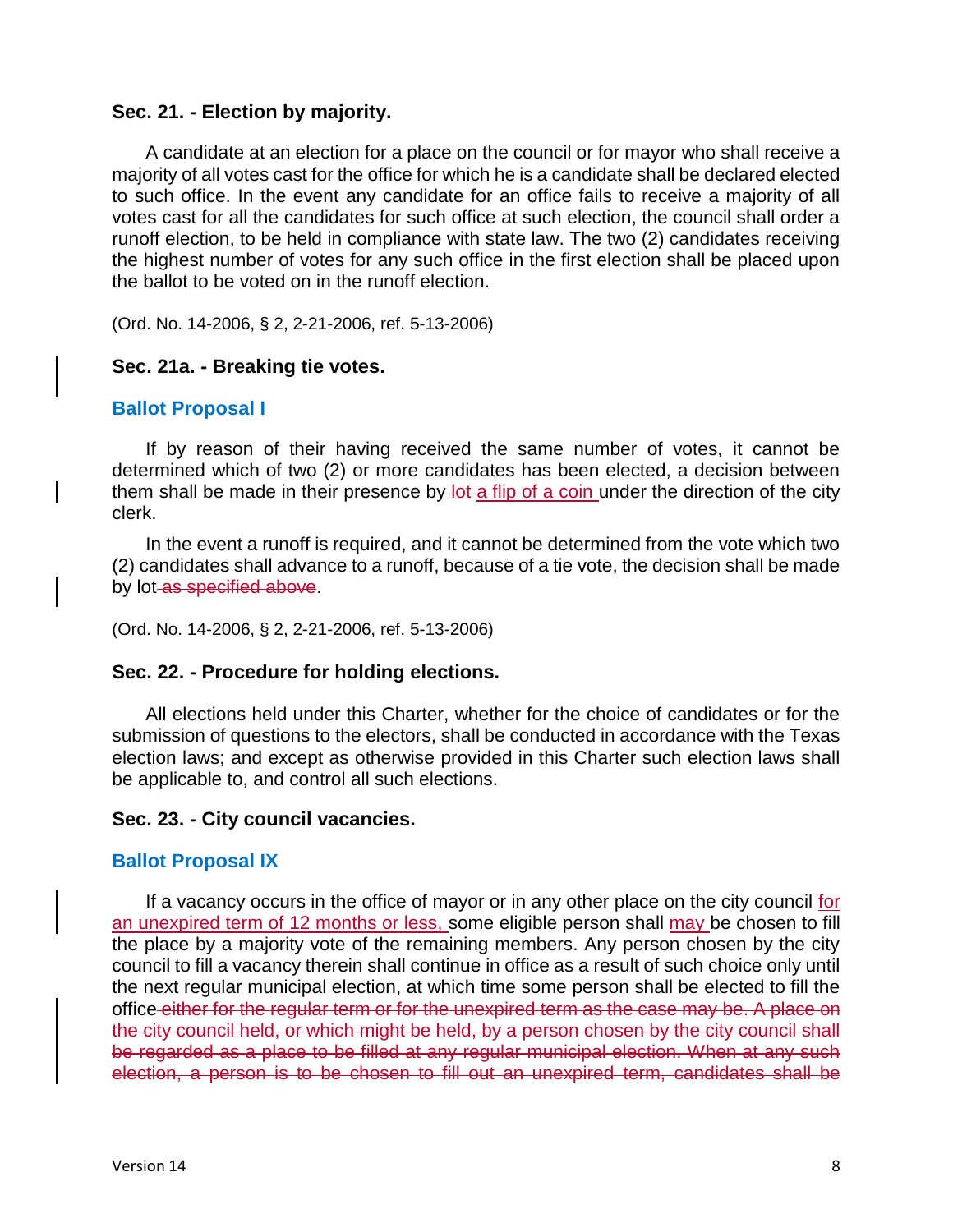### Sec. 21. - Election by majority.

A candidate at an election for a place on the council or for mayor who shall receive a majority of all votes cast for the office for which he is a candidate shall be declared elected to such office. In the event any candidate for an office fails to receive a majority of all votes cast for all the candidates for such office at such election, the council shall order a runoff election, to be held in compliance with state law. The two (2) candidates receiving the highest number of votes for any such office in the first election shall be placed upon the ballot to be voted on in the runoff election.

(Ord. No. 14-2006, § 2, 2-21-2006, ref. 5-13-2006)

### Sec. 21a. - Breaking tie votes.

#### Ballot Proposal I

If by reason of their having received the same number of votes, it cannot be determined which of two (2) or more candidates has been elected, a decision between them shall be made in their presence by ~~lot~~ a flip of a coin under the direction of the city clerk.

In the event a runoff is required, and it cannot be determined from the vote which two (2) candidates shall advance to a runoff, because of a tie vote, the decision shall be made by lot ~~as specified above~~.

(Ord. No. 14-2006, § 2, 2-21-2006, ref. 5-13-2006)

### Sec. 22. - Procedure for holding elections.

All elections held under this Charter, whether for the choice of candidates or for the submission of questions to the electors, shall be conducted in accordance with the Texas election laws; and except as otherwise provided in this Charter such election laws shall be applicable to, and control all such elections.

### Sec. 23. - City council vacancies.

#### Ballot Proposal IX

If a vacancy occurs in the office of mayor or in any other place on the city council for an unexpired term of 12 months or less, some eligible person shall may be chosen to fill the place by a majority vote of the remaining members. Any person chosen by the city council to fill a vacancy therein shall continue in office as a result of such choice only until the next regular municipal election, at which time some person shall be elected to fill the office ~~either for the regular term or for the unexpired term as the case may be. A place on the city council held, or which might be held, by a person chosen by the city council shall be regarded as a place to be filled at any regular municipal election. When at any such election, a person is to be chosen to fill out an unexpired term, candidates shall be~~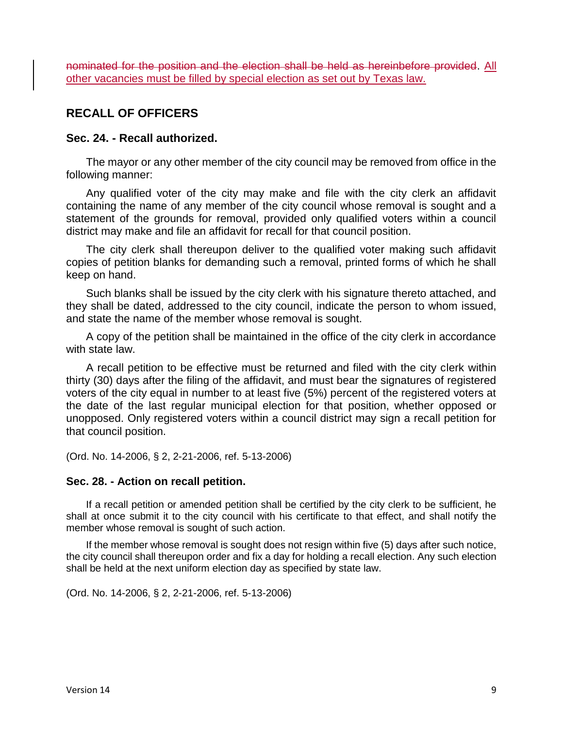~~nominated for the position and the election shall be held as hereinbefore provided~~. <u>All other vacancies must be filled by special election as set out by Texas law.</u>

## RECALL OF OFFICERS

### Sec. 24. - Recall authorized.

The mayor or any other member of the city council may be removed from office in the following manner:

Any qualified voter of the city may make and file with the city clerk an affidavit containing the name of any member of the city council whose removal is sought and a statement of the grounds for removal, provided only qualified voters within a council district may make and file an affidavit for recall for that council position.

The city clerk shall thereupon deliver to the qualified voter making such affidavit copies of petition blanks for demanding such a removal, printed forms of which he shall keep on hand.

Such blanks shall be issued by the city clerk with his signature thereto attached, and they shall be dated, addressed to the city council, indicate the person to whom issued, and state the name of the member whose removal is sought.

A copy of the petition shall be maintained in the office of the city clerk in accordance with state law.

A recall petition to be effective must be returned and filed with the city clerk within thirty (30) days after the filing of the affidavit, and must bear the signatures of registered voters of the city equal in number to at least five (5%) percent of the registered voters at the date of the last regular municipal election for that position, whether opposed or unopposed. Only registered voters within a council district may sign a recall petition for that council position.

(Ord. No. 14-2006, § 2, 2-21-2006, ref. 5-13-2006)

### Sec. 28. - Action on recall petition.

If a recall petition or amended petition shall be certified by the city clerk to be sufficient, he shall at once submit it to the city council with his certificate to that effect, and shall notify the member whose removal is sought of such action.

If the member whose removal is sought does not resign within five (5) days after such notice, the city council shall thereupon order and fix a day for holding a recall election. Any such election shall be held at the next uniform election day as specified by state law.

(Ord. No. 14-2006, § 2, 2-21-2006, ref. 5-13-2006)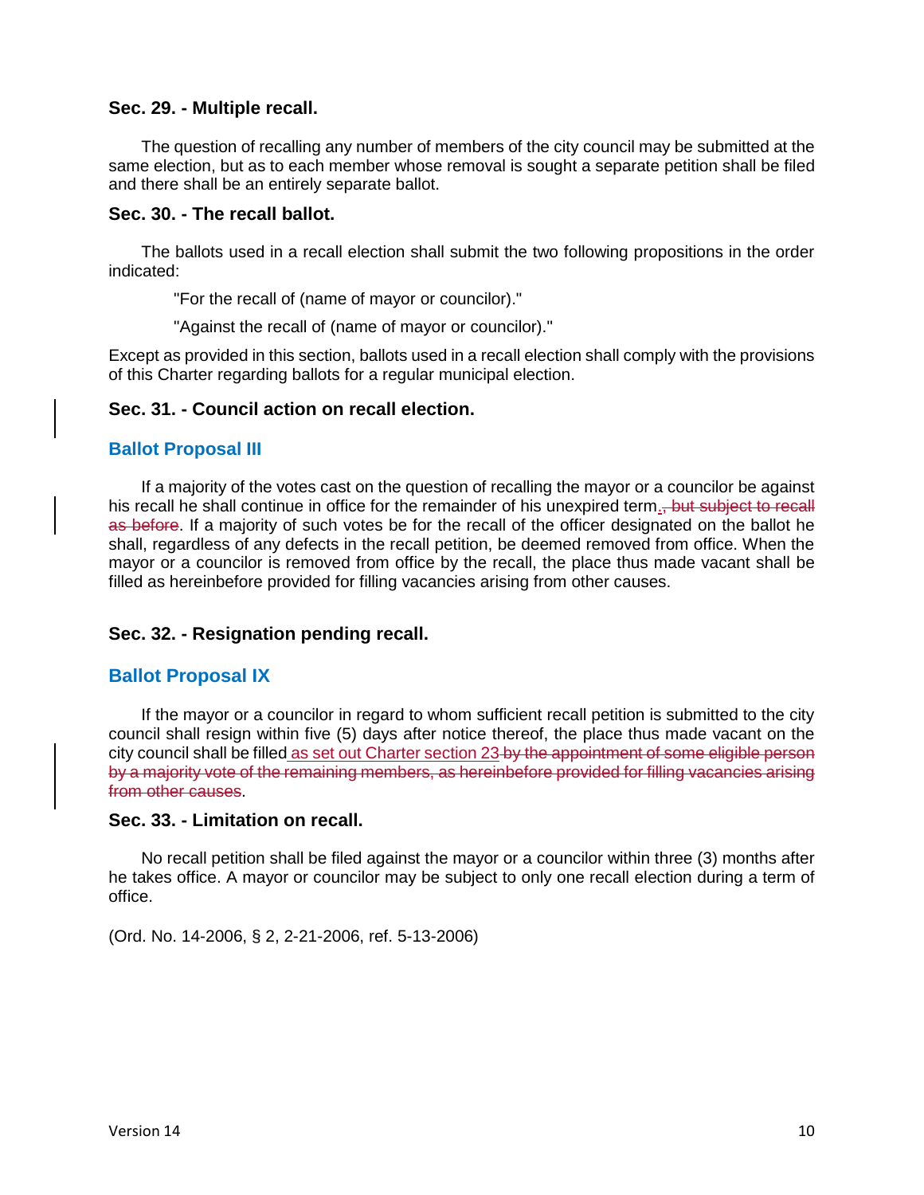### Sec. 29. - Multiple recall.

The question of recalling any number of members of the city council may be submitted at the same election, but as to each member whose removal is sought a separate petition shall be filed and there shall be an entirely separate ballot.

### Sec. 30. - The recall ballot.

The ballots used in a recall election shall submit the two following propositions in the order indicated:

"For the recall of (name of mayor or councilor)."

"Against the recall of (name of mayor or councilor)."

Except as provided in this section, ballots used in a recall election shall comply with the provisions of this Charter regarding ballots for a regular municipal election.

### Sec. 31. - Council action on recall election.

#### Ballot Proposal III

If a majority of the votes cast on the question of recalling the mayor or a councilor be against his recall he shall continue in office for the remainder of his unexpired term<u>.</u>~~, but subject to recall as before~~. If a majority of such votes be for the recall of the officer designated on the ballot he shall, regardless of any defects in the recall petition, be deemed removed from office. When the mayor or a councilor is removed from office by the recall, the place thus made vacant shall be filled as hereinbefore provided for filling vacancies arising from other causes.

### Sec. 32. - Resignation pending recall.

#### Ballot Proposal IX

If the mayor or a councilor in regard to whom sufficient recall petition is submitted to the city council shall resign within five (5) days after notice thereof, the place thus made vacant on the city council shall be filled<u> as set out Charter section 23</u>~~ by the appointment of some eligible person by a majority vote of the remaining members, as hereinbefore provided for filling vacancies arising from other causes~~.

### Sec. 33. - Limitation on recall.

No recall petition shall be filed against the mayor or a councilor within three (3) months after he takes office. A mayor or councilor may be subject to only one recall election during a term of office.

(Ord. No. 14-2006, § 2, 2-21-2006, ref. 5-13-2006)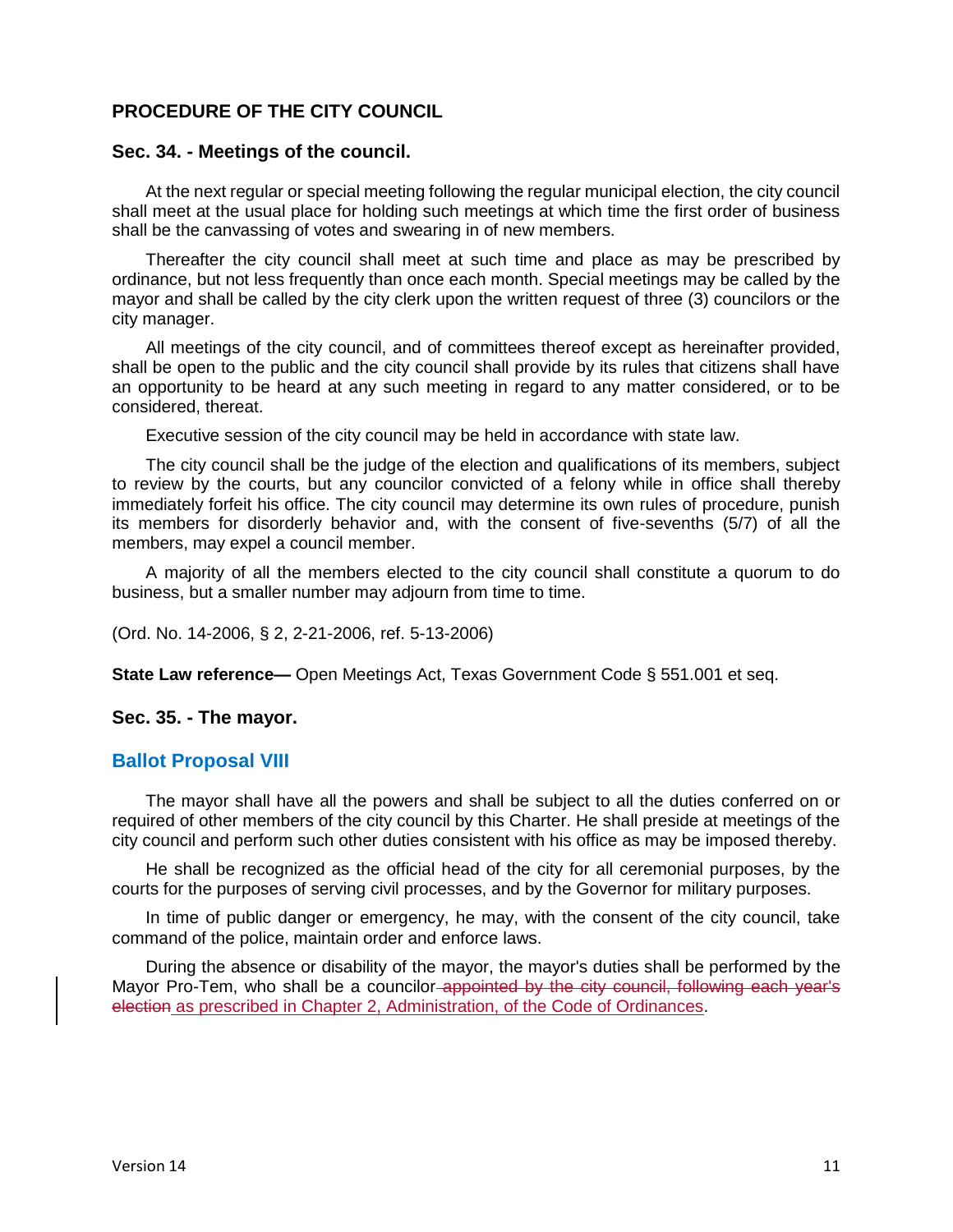## PROCEDURE OF THE CITY COUNCIL

### Sec. 34. - Meetings of the council.

At the next regular or special meeting following the regular municipal election, the city council shall meet at the usual place for holding such meetings at which time the first order of business shall be the canvassing of votes and swearing in of new members.

Thereafter the city council shall meet at such time and place as may be prescribed by ordinance, but not less frequently than once each month. Special meetings may be called by the mayor and shall be called by the city clerk upon the written request of three (3) councilors or the city manager.

All meetings of the city council, and of committees thereof except as hereinafter provided, shall be open to the public and the city council shall provide by its rules that citizens shall have an opportunity to be heard at any such meeting in regard to any matter considered, or to be considered, thereat.

Executive session of the city council may be held in accordance with state law.

The city council shall be the judge of the election and qualifications of its members, subject to review by the courts, but any councilor convicted of a felony while in office shall thereby immediately forfeit his office. The city council may determine its own rules of procedure, punish its members for disorderly behavior and, with the consent of five-sevenths (5/7) of all the members, may expel a council member.

A majority of all the members elected to the city council shall constitute a quorum to do business, but a smaller number may adjourn from time to time.

(Ord. No. 14-2006, § 2, 2-21-2006, ref. 5-13-2006)

**State Law reference—** Open Meetings Act, Texas Government Code § 551.001 et seq.

### Sec. 35. - The mayor.

### Ballot Proposal VIII

The mayor shall have all the powers and shall be subject to all the duties conferred on or required of other members of the city council by this Charter. He shall preside at meetings of the city council and perform such other duties consistent with his office as may be imposed thereby.

He shall be recognized as the official head of the city for all ceremonial purposes, by the courts for the purposes of serving civil processes, and by the Governor for military purposes.

In time of public danger or emergency, he may, with the consent of the city council, take command of the police, maintain order and enforce laws.

During the absence or disability of the mayor, the mayor's duties shall be performed by the Mayor Pro-Tem, who shall be a councilor ~~appointed by the city council, following each year's election~~ as prescribed in Chapter 2, Administration, of the Code of Ordinances.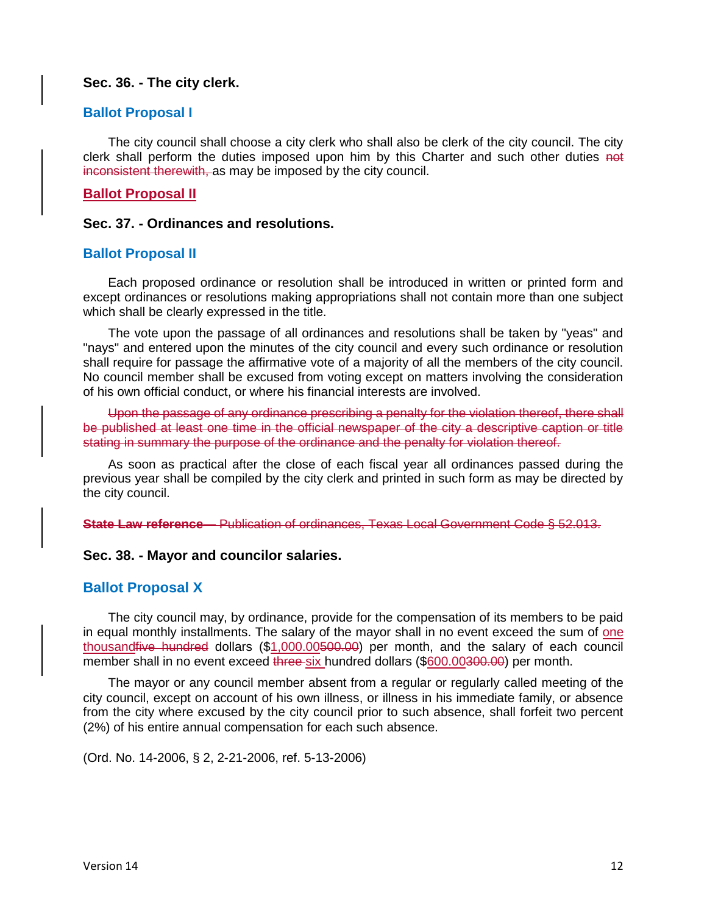### Sec. 36. - The city clerk.

#### Ballot Proposal I

The city council shall choose a city clerk who shall also be clerk of the city council. The city clerk shall perform the duties imposed upon him by this Charter and such other duties ~~not inconsistent therewith,~~ as may be imposed by the city council.

#### Ballot Proposal II

### Sec. 37. - Ordinances and resolutions.

#### Ballot Proposal II

Each proposed ordinance or resolution shall be introduced in written or printed form and except ordinances or resolutions making appropriations shall not contain more than one subject which shall be clearly expressed in the title.

The vote upon the passage of all ordinances and resolutions shall be taken by "yeas" and "nays" and entered upon the minutes of the city council and every such ordinance or resolution shall require for passage the affirmative vote of a majority of all the members of the city council. No council member shall be excused from voting except on matters involving the consideration of his own official conduct, or where his financial interests are involved.

~~Upon the passage of any ordinance prescribing a penalty for the violation thereof, there shall be published at least one time in the official newspaper of the city a descriptive caption or title stating in summary the purpose of the ordinance and the penalty for violation thereof.~~

As soon as practical after the close of each fiscal year all ordinances passed during the previous year shall be compiled by the city clerk and printed in such form as may be directed by the city council.

~~**State Law reference—** Publication of ordinances, Texas Local Government Code § 52.013.~~

### Sec. 38. - Mayor and councilor salaries.

#### Ballot Proposal X

The city council may, by ordinance, provide for the compensation of its members to be paid in equal monthly installments. The salary of the mayor shall in no event exceed the sum of one thousand~~five hundred~~ dollars ($1,000.00~~500.00~~) per month, and the salary of each council member shall in no event exceed ~~three~~ six hundred dollars ($600.00~~300.00~~) per month.

The mayor or any council member absent from a regular or regularly called meeting of the city council, except on account of his own illness, or illness in his immediate family, or absence from the city where excused by the city council prior to such absence, shall forfeit two percent (2%) of his entire annual compensation for each such absence.

(Ord. No. 14-2006, § 2, 2-21-2006, ref. 5-13-2006)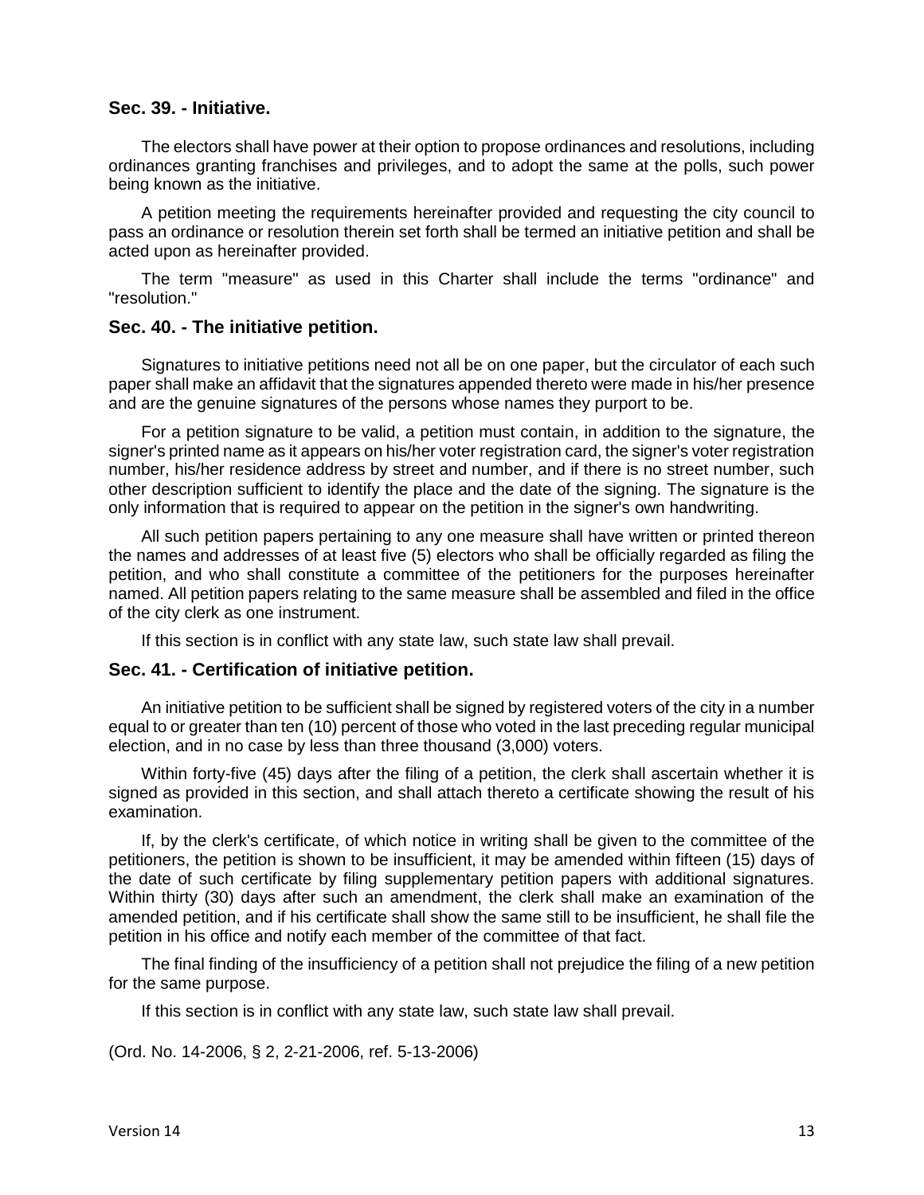### Sec. 39. - Initiative.

The electors shall have power at their option to propose ordinances and resolutions, including ordinances granting franchises and privileges, and to adopt the same at the polls, such power being known as the initiative.

A petition meeting the requirements hereinafter provided and requesting the city council to pass an ordinance or resolution therein set forth shall be termed an initiative petition and shall be acted upon as hereinafter provided.

The term "measure" as used in this Charter shall include the terms "ordinance" and "resolution."

### Sec. 40. - The initiative petition.

Signatures to initiative petitions need not all be on one paper, but the circulator of each such paper shall make an affidavit that the signatures appended thereto were made in his/her presence and are the genuine signatures of the persons whose names they purport to be.

For a petition signature to be valid, a petition must contain, in addition to the signature, the signer's printed name as it appears on his/her voter registration card, the signer's voter registration number, his/her residence address by street and number, and if there is no street number, such other description sufficient to identify the place and the date of the signing. The signature is the only information that is required to appear on the petition in the signer's own handwriting.

All such petition papers pertaining to any one measure shall have written or printed thereon the names and addresses of at least five (5) electors who shall be officially regarded as filing the petition, and who shall constitute a committee of the petitioners for the purposes hereinafter named. All petition papers relating to the same measure shall be assembled and filed in the office of the city clerk as one instrument.

If this section is in conflict with any state law, such state law shall prevail.

### Sec. 41. - Certification of initiative petition.

An initiative petition to be sufficient shall be signed by registered voters of the city in a number equal to or greater than ten (10) percent of those who voted in the last preceding regular municipal election, and in no case by less than three thousand (3,000) voters.

Within forty-five (45) days after the filing of a petition, the clerk shall ascertain whether it is signed as provided in this section, and shall attach thereto a certificate showing the result of his examination.

If, by the clerk's certificate, of which notice in writing shall be given to the committee of the petitioners, the petition is shown to be insufficient, it may be amended within fifteen (15) days of the date of such certificate by filing supplementary petition papers with additional signatures. Within thirty (30) days after such an amendment, the clerk shall make an examination of the amended petition, and if his certificate shall show the same still to be insufficient, he shall file the petition in his office and notify each member of the committee of that fact.

The final finding of the insufficiency of a petition shall not prejudice the filing of a new petition for the same purpose.

If this section is in conflict with any state law, such state law shall prevail.

(Ord. No. 14-2006, § 2, 2-21-2006, ref. 5-13-2006)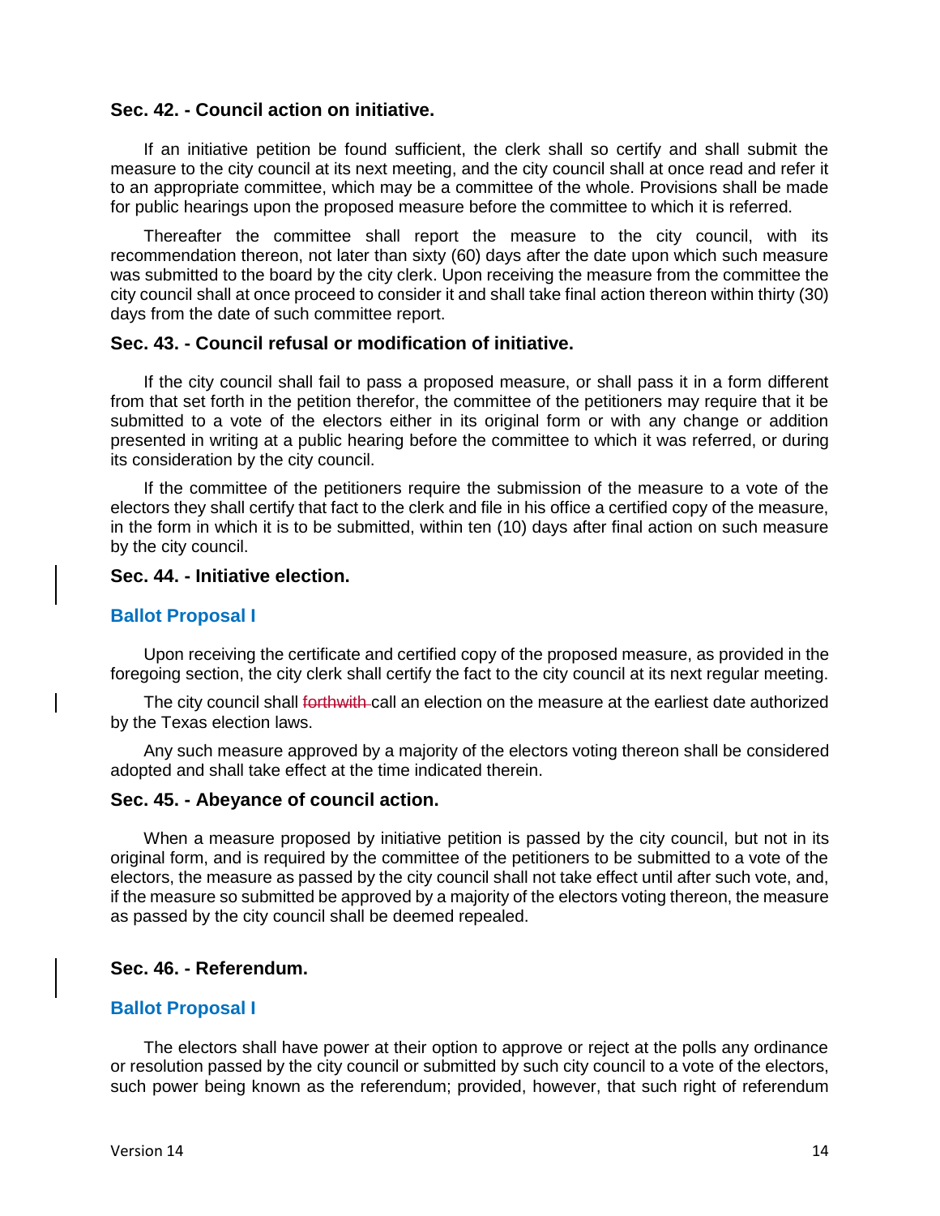### Sec. 42. - Council action on initiative.

If an initiative petition be found sufficient, the clerk shall so certify and shall submit the measure to the city council at its next meeting, and the city council shall at once read and refer it to an appropriate committee, which may be a committee of the whole. Provisions shall be made for public hearings upon the proposed measure before the committee to which it is referred.

Thereafter the committee shall report the measure to the city council, with its recommendation thereon, not later than sixty (60) days after the date upon which such measure was submitted to the board by the city clerk. Upon receiving the measure from the committee the city council shall at once proceed to consider it and shall take final action thereon within thirty (30) days from the date of such committee report.

### Sec. 43. - Council refusal or modification of initiative.

If the city council shall fail to pass a proposed measure, or shall pass it in a form different from that set forth in the petition therefor, the committee of the petitioners may require that it be submitted to a vote of the electors either in its original form or with any change or addition presented in writing at a public hearing before the committee to which it was referred, or during its consideration by the city council.

If the committee of the petitioners require the submission of the measure to a vote of the electors they shall certify that fact to the clerk and file in his office a certified copy of the measure, in the form in which it is to be submitted, within ten (10) days after final action on such measure by the city council.

### Sec. 44. - Initiative election.

**Ballot Proposal I**

Upon receiving the certificate and certified copy of the proposed measure, as provided in the foregoing section, the city clerk shall certify the fact to the city council at its next regular meeting.

The city council shall ~~forthwith~~ call an election on the measure at the earliest date authorized by the Texas election laws.

Any such measure approved by a majority of the electors voting thereon shall be considered adopted and shall take effect at the time indicated therein.

### Sec. 45. - Abeyance of council action.

When a measure proposed by initiative petition is passed by the city council, but not in its original form, and is required by the committee of the petitioners to be submitted to a vote of the electors, the measure as passed by the city council shall not take effect until after such vote, and, if the measure so submitted be approved by a majority of the electors voting thereon, the measure as passed by the city council shall be deemed repealed.

### Sec. 46. - Referendum.

**Ballot Proposal I**

The electors shall have power at their option to approve or reject at the polls any ordinance or resolution passed by the city council or submitted by such city council to a vote of the electors, such power being known as the referendum; provided, however, that such right of referendum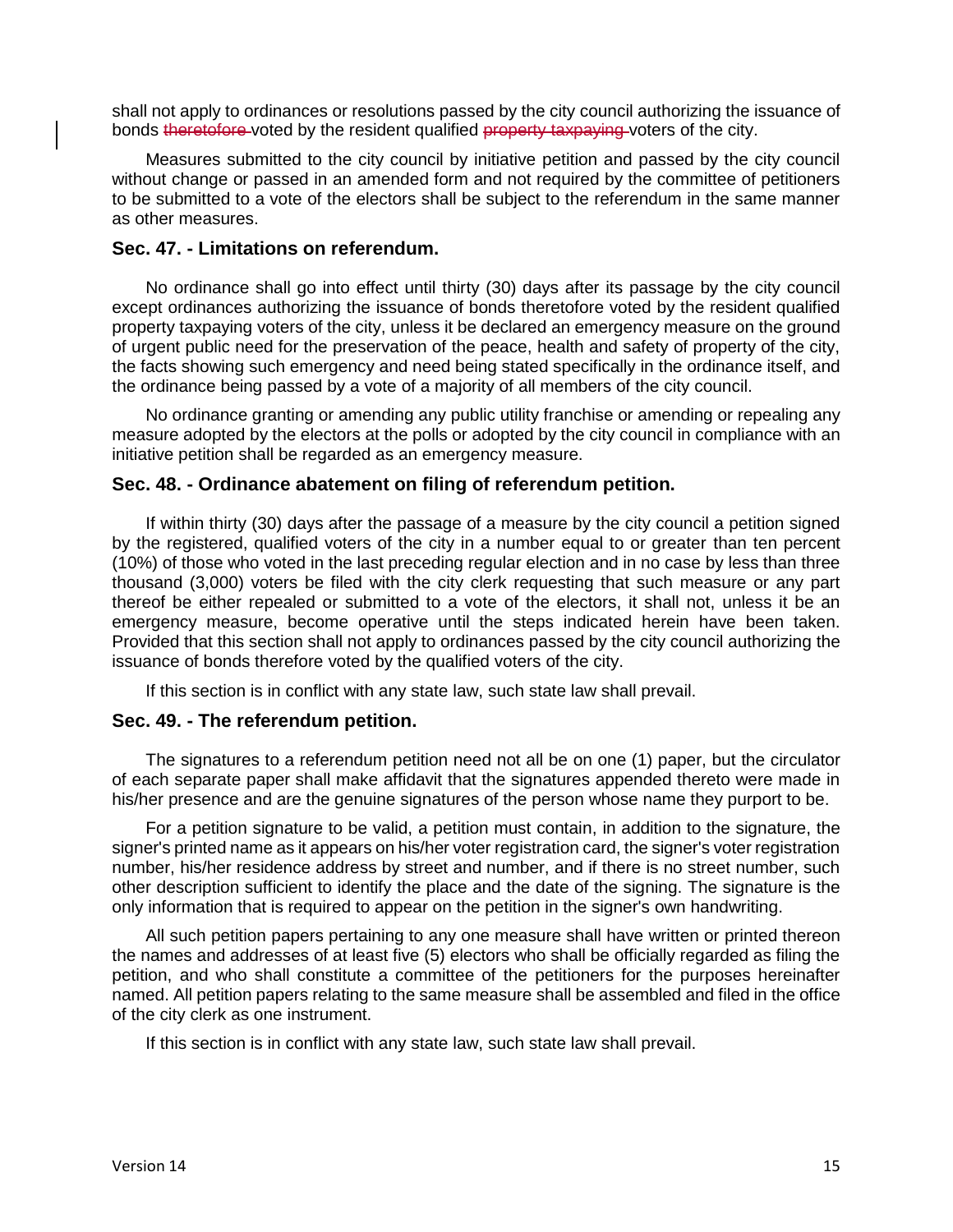shall not apply to ordinances or resolutions passed by the city council authorizing the issuance of bonds ~~theretofore~~ voted by the resident qualified ~~property taxpaying~~ voters of the city.

Measures submitted to the city council by initiative petition and passed by the city council without change or passed in an amended form and not required by the committee of petitioners to be submitted to a vote of the electors shall be subject to the referendum in the same manner as other measures.

### Sec. 47. - Limitations on referendum.

No ordinance shall go into effect until thirty (30) days after its passage by the city council except ordinances authorizing the issuance of bonds theretofore voted by the resident qualified property taxpaying voters of the city, unless it be declared an emergency measure on the ground of urgent public need for the preservation of the peace, health and safety of property of the city, the facts showing such emergency and need being stated specifically in the ordinance itself, and the ordinance being passed by a vote of a majority of all members of the city council.

No ordinance granting or amending any public utility franchise or amending or repealing any measure adopted by the electors at the polls or adopted by the city council in compliance with an initiative petition shall be regarded as an emergency measure.

### Sec. 48. - Ordinance abatement on filing of referendum petition.

If within thirty (30) days after the passage of a measure by the city council a petition signed by the registered, qualified voters of the city in a number equal to or greater than ten percent (10%) of those who voted in the last preceding regular election and in no case by less than three thousand (3,000) voters be filed with the city clerk requesting that such measure or any part thereof be either repealed or submitted to a vote of the electors, it shall not, unless it be an emergency measure, become operative until the steps indicated herein have been taken. Provided that this section shall not apply to ordinances passed by the city council authorizing the issuance of bonds therefore voted by the qualified voters of the city.

If this section is in conflict with any state law, such state law shall prevail.

### Sec. 49. - The referendum petition.

The signatures to a referendum petition need not all be on one (1) paper, but the circulator of each separate paper shall make affidavit that the signatures appended thereto were made in his/her presence and are the genuine signatures of the person whose name they purport to be.

For a petition signature to be valid, a petition must contain, in addition to the signature, the signer's printed name as it appears on his/her voter registration card, the signer's voter registration number, his/her residence address by street and number, and if there is no street number, such other description sufficient to identify the place and the date of the signing. The signature is the only information that is required to appear on the petition in the signer's own handwriting.

All such petition papers pertaining to any one measure shall have written or printed thereon the names and addresses of at least five (5) electors who shall be officially regarded as filing the petition, and who shall constitute a committee of the petitioners for the purposes hereinafter named. All petition papers relating to the same measure shall be assembled and filed in the office of the city clerk as one instrument.

If this section is in conflict with any state law, such state law shall prevail.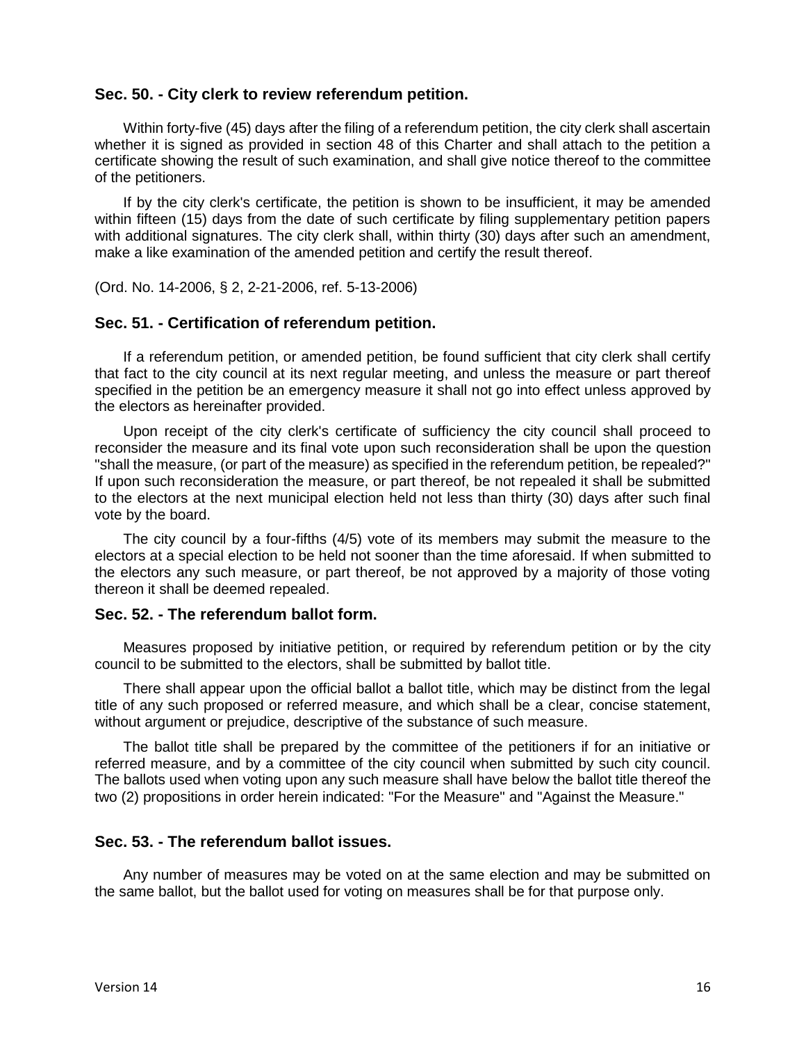### Sec. 50. - City clerk to review referendum petition.

Within forty-five (45) days after the filing of a referendum petition, the city clerk shall ascertain whether it is signed as provided in section 48 of this Charter and shall attach to the petition a certificate showing the result of such examination, and shall give notice thereof to the committee of the petitioners.

If by the city clerk's certificate, the petition is shown to be insufficient, it may be amended within fifteen (15) days from the date of such certificate by filing supplementary petition papers with additional signatures. The city clerk shall, within thirty (30) days after such an amendment, make a like examination of the amended petition and certify the result thereof.

(Ord. No. 14-2006, § 2, 2-21-2006, ref. 5-13-2006)

### Sec. 51. - Certification of referendum petition.

If a referendum petition, or amended petition, be found sufficient that city clerk shall certify that fact to the city council at its next regular meeting, and unless the measure or part thereof specified in the petition be an emergency measure it shall not go into effect unless approved by the electors as hereinafter provided.

Upon receipt of the city clerk's certificate of sufficiency the city council shall proceed to reconsider the measure and its final vote upon such reconsideration shall be upon the question "shall the measure, (or part of the measure) as specified in the referendum petition, be repealed?" If upon such reconsideration the measure, or part thereof, be not repealed it shall be submitted to the electors at the next municipal election held not less than thirty (30) days after such final vote by the board.

The city council by a four-fifths (4/5) vote of its members may submit the measure to the electors at a special election to be held not sooner than the time aforesaid. If when submitted to the electors any such measure, or part thereof, be not approved by a majority of those voting thereon it shall be deemed repealed.

### Sec. 52. - The referendum ballot form.

Measures proposed by initiative petition, or required by referendum petition or by the city council to be submitted to the electors, shall be submitted by ballot title.

There shall appear upon the official ballot a ballot title, which may be distinct from the legal title of any such proposed or referred measure, and which shall be a clear, concise statement, without argument or prejudice, descriptive of the substance of such measure.

The ballot title shall be prepared by the committee of the petitioners if for an initiative or referred measure, and by a committee of the city council when submitted by such city council. The ballots used when voting upon any such measure shall have below the ballot title thereof the two (2) propositions in order herein indicated: "For the Measure" and "Against the Measure."

### Sec. 53. - The referendum ballot issues.

Any number of measures may be voted on at the same election and may be submitted on the same ballot, but the ballot used for voting on measures shall be for that purpose only.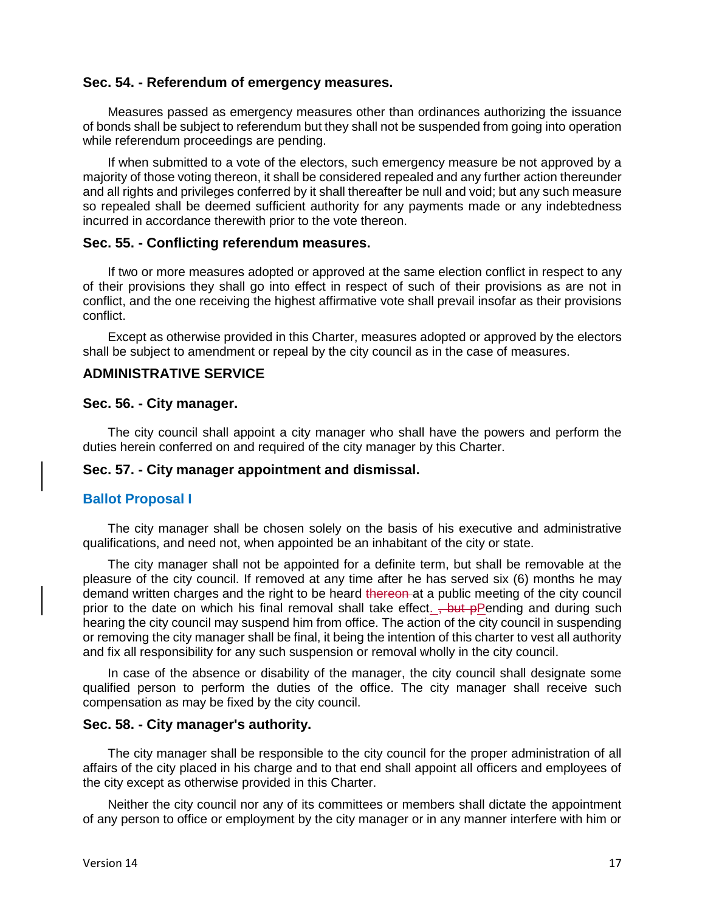### Sec. 54. - Referendum of emergency measures.

Measures passed as emergency measures other than ordinances authorizing the issuance of bonds shall be subject to referendum but they shall not be suspended from going into operation while referendum proceedings are pending.

If when submitted to a vote of the electors, such emergency measure be not approved by a majority of those voting thereon, it shall be considered repealed and any further action thereunder and all rights and privileges conferred by it shall thereafter be null and void; but any such measure so repealed shall be deemed sufficient authority for any payments made or any indebtedness incurred in accordance therewith prior to the vote thereon.

### Sec. 55. - Conflicting referendum measures.

If two or more measures adopted or approved at the same election conflict in respect to any of their provisions they shall go into effect in respect of such of their provisions as are not in conflict, and the one receiving the highest affirmative vote shall prevail insofar as their provisions conflict.

Except as otherwise provided in this Charter, measures adopted or approved by the electors shall be subject to amendment or repeal by the city council as in the case of measures.

## ADMINISTRATIVE SERVICE

### Sec. 56. - City manager.

The city council shall appoint a city manager who shall have the powers and perform the duties herein conferred on and required of the city manager by this Charter.

### Sec. 57. - City manager appointment and dismissal.

#### Ballot Proposal I

The city manager shall be chosen solely on the basis of his executive and administrative qualifications, and need not, when appointed be an inhabitant of the city or state.

The city manager shall not be appointed for a definite term, but shall be removable at the pleasure of the city council. If removed at any time after he has served six (6) months he may demand written charges and the right to be heard ~~thereon~~ at a public meeting of the city council prior to the date on which his final removal shall take effect. ~~, but p~~Pending and during such hearing the city council may suspend him from office. The action of the city council in suspending or removing the city manager shall be final, it being the intention of this charter to vest all authority and fix all responsibility for any such suspension or removal wholly in the city council.

In case of the absence or disability of the manager, the city council shall designate some qualified person to perform the duties of the office. The city manager shall receive such compensation as may be fixed by the city council.

### Sec. 58. - City manager's authority.

The city manager shall be responsible to the city council for the proper administration of all affairs of the city placed in his charge and to that end shall appoint all officers and employees of the city except as otherwise provided in this Charter.

Neither the city council nor any of its committees or members shall dictate the appointment of any person to office or employment by the city manager or in any manner interfere with him or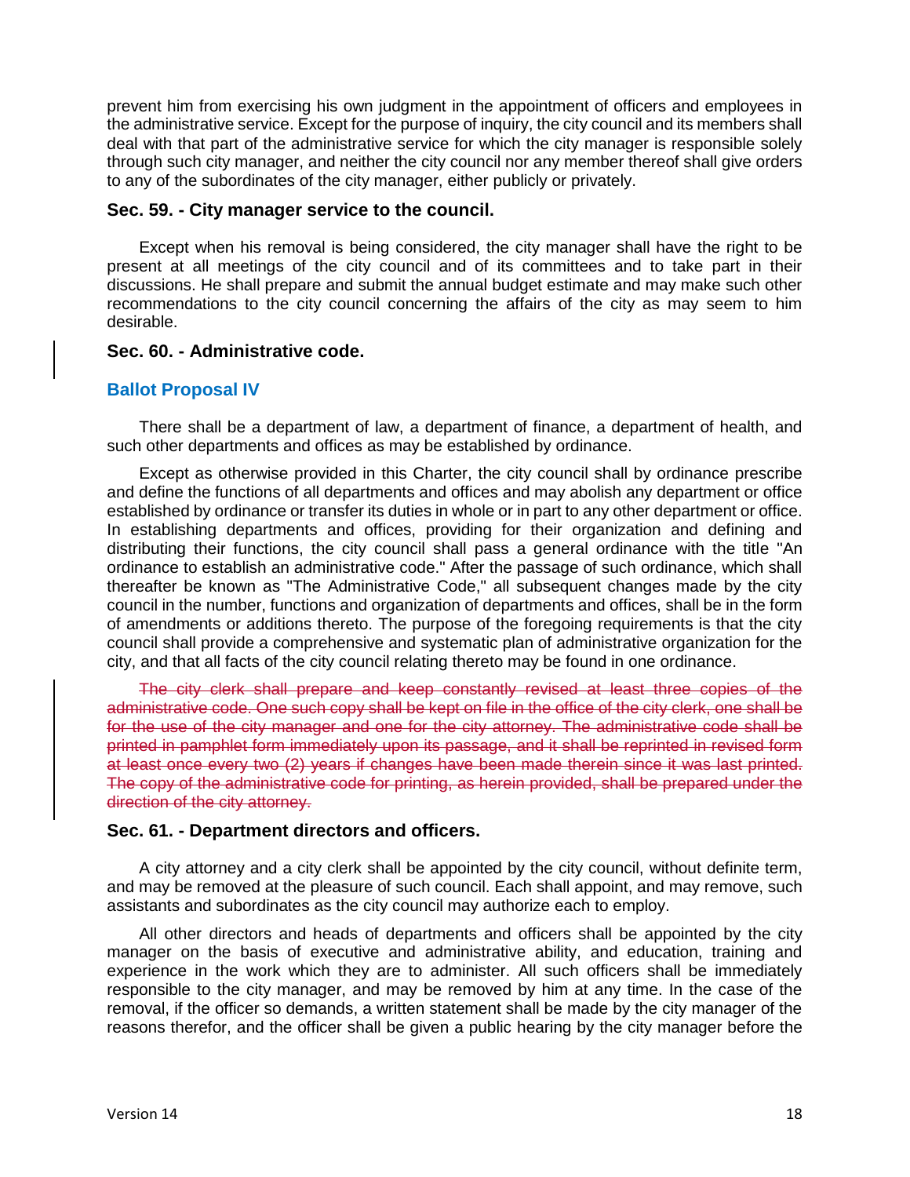prevent him from exercising his own judgment in the appointment of officers and employees in the administrative service. Except for the purpose of inquiry, the city council and its members shall deal with that part of the administrative service for which the city manager is responsible solely through such city manager, and neither the city council nor any member thereof shall give orders to any of the subordinates of the city manager, either publicly or privately.

### Sec. 59. - City manager service to the council.

Except when his removal is being considered, the city manager shall have the right to be present at all meetings of the city council and of its committees and to take part in their discussions. He shall prepare and submit the annual budget estimate and may make such other recommendations to the city council concerning the affairs of the city as may seem to him desirable.

### Sec. 60. - Administrative code.

#### Ballot Proposal IV

There shall be a department of law, a department of finance, a department of health, and such other departments and offices as may be established by ordinance.

Except as otherwise provided in this Charter, the city council shall by ordinance prescribe and define the functions of all departments and offices and may abolish any department or office established by ordinance or transfer its duties in whole or in part to any other department or office. In establishing departments and offices, providing for their organization and defining and distributing their functions, the city council shall pass a general ordinance with the title "An ordinance to establish an administrative code." After the passage of such ordinance, which shall thereafter be known as "The Administrative Code," all subsequent changes made by the city council in the number, functions and organization of departments and offices, shall be in the form of amendments or additions thereto. The purpose of the foregoing requirements is that the city council shall provide a comprehensive and systematic plan of administrative organization for the city, and that all facts of the city council relating thereto may be found in one ordinance.

~~The city clerk shall prepare and keep constantly revised at least three copies of the administrative code. One such copy shall be kept on file in the office of the city clerk, one shall be for the use of the city manager and one for the city attorney. The administrative code shall be printed in pamphlet form immediately upon its passage, and it shall be reprinted in revised form at least once every two (2) years if changes have been made therein since it was last printed. The copy of the administrative code for printing, as herein provided, shall be prepared under the direction of the city attorney.~~

### Sec. 61. - Department directors and officers.

A city attorney and a city clerk shall be appointed by the city council, without definite term, and may be removed at the pleasure of such council. Each shall appoint, and may remove, such assistants and subordinates as the city council may authorize each to employ.

All other directors and heads of departments and officers shall be appointed by the city manager on the basis of executive and administrative ability, and education, training and experience in the work which they are to administer. All such officers shall be immediately responsible to the city manager, and may be removed by him at any time. In the case of the removal, if the officer so demands, a written statement shall be made by the city manager of the reasons therefor, and the officer shall be given a public hearing by the city manager before the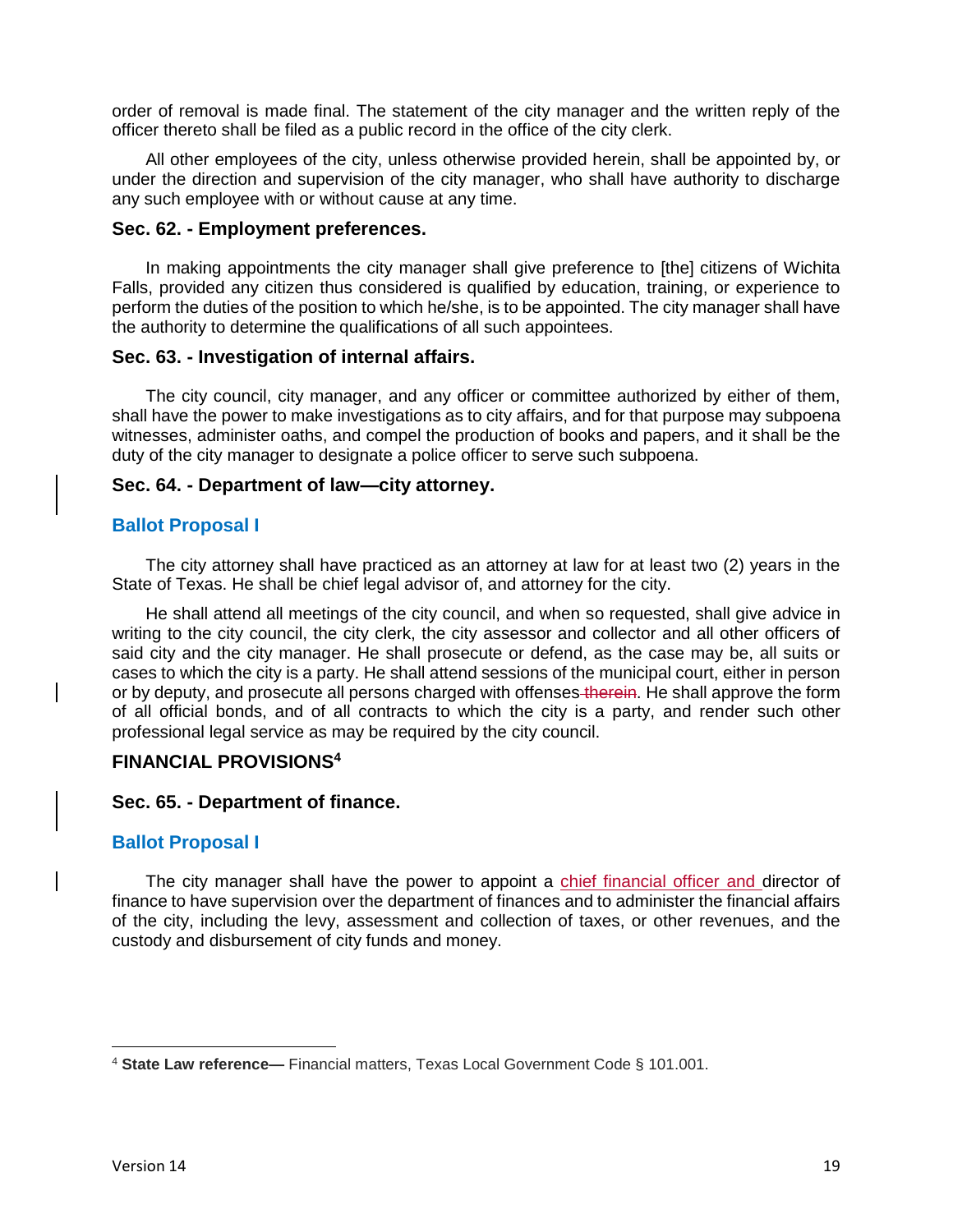order of removal is made final. The statement of the city manager and the written reply of the officer thereto shall be filed as a public record in the office of the city clerk.

All other employees of the city, unless otherwise provided herein, shall be appointed by, or under the direction and supervision of the city manager, who shall have authority to discharge any such employee with or without cause at any time.

### Sec. 62. - Employment preferences.

In making appointments the city manager shall give preference to [the] citizens of Wichita Falls, provided any citizen thus considered is qualified by education, training, or experience to perform the duties of the position to which he/she, is to be appointed. The city manager shall have the authority to determine the qualifications of all such appointees.

### Sec. 63. - Investigation of internal affairs.

The city council, city manager, and any officer or committee authorized by either of them, shall have the power to make investigations as to city affairs, and for that purpose may subpoena witnesses, administer oaths, and compel the production of books and papers, and it shall be the duty of the city manager to designate a police officer to serve such subpoena.

### Sec. 64. - Department of law—city attorney.

**Ballot Proposal I**

The city attorney shall have practiced as an attorney at law for at least two (2) years in the State of Texas. He shall be chief legal advisor of, and attorney for the city.

He shall attend all meetings of the city council, and when so requested, shall give advice in writing to the city council, the city clerk, the city assessor and collector and all other officers of said city and the city manager. He shall prosecute or defend, as the case may be, all suits or cases to which the city is a party. He shall attend sessions of the municipal court, either in person or by deputy, and prosecute all persons charged with offenses ~~therein~~. He shall approve the form of all official bonds, and of all contracts to which the city is a party, and render such other professional legal service as may be required by the city council.

## FINANCIAL PROVISIONS[4]

### Sec. 65. - Department of finance.

**Ballot Proposal I**

The city manager shall have the power to appoint a chief financial officer and director of finance to have supervision over the department of finances and to administer the financial affairs of the city, including the levy, assessment and collection of taxes, or other revenues, and the custody and disbursement of city funds and money.

---

[4] **State Law reference—** Financial matters, Texas Local Government Code § 101.001.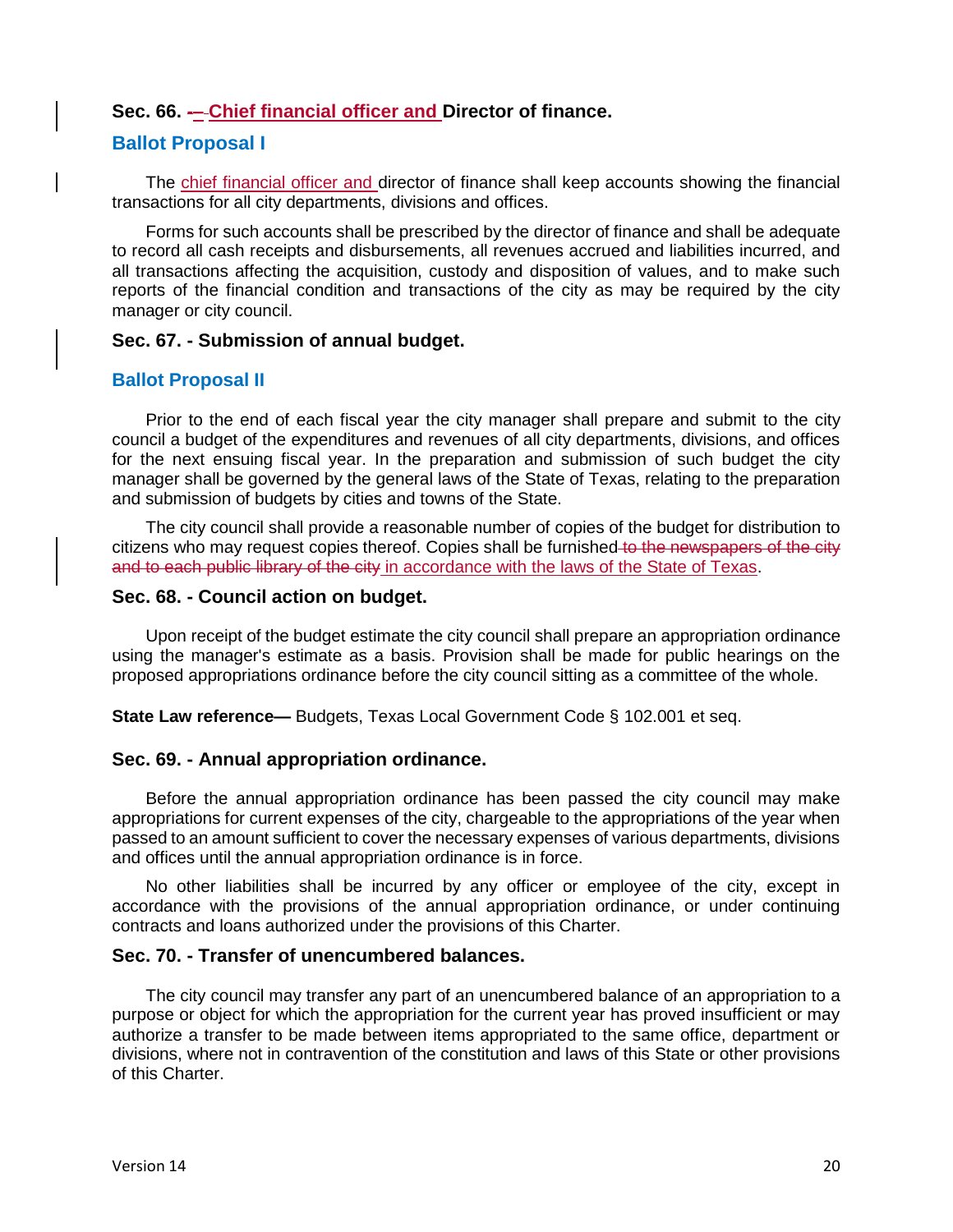### Sec. 66. - Chief financial officer and Director of finance.

**Ballot Proposal I**

The chief financial officer and director of finance shall keep accounts showing the financial transactions for all city departments, divisions and offices.

Forms for such accounts shall be prescribed by the director of finance and shall be adequate to record all cash receipts and disbursements, all revenues accrued and liabilities incurred, and all transactions affecting the acquisition, custody and disposition of values, and to make such reports of the financial condition and transactions of the city as may be required by the city manager or city council.

### Sec. 67. - Submission of annual budget.

**Ballot Proposal II**

Prior to the end of each fiscal year the city manager shall prepare and submit to the city council a budget of the expenditures and revenues of all city departments, divisions, and offices for the next ensuing fiscal year. In the preparation and submission of such budget the city manager shall be governed by the general laws of the State of Texas, relating to the preparation and submission of budgets by cities and towns of the State.

The city council shall provide a reasonable number of copies of the budget for distribution to citizens who may request copies thereof. Copies shall be furnished ~~to the newspapers of the city and to each public library of the city~~ in accordance with the laws of the State of Texas.

### Sec. 68. - Council action on budget.

Upon receipt of the budget estimate the city council shall prepare an appropriation ordinance using the manager's estimate as a basis. Provision shall be made for public hearings on the proposed appropriations ordinance before the city council sitting as a committee of the whole.

**State Law reference—** Budgets, Texas Local Government Code § 102.001 et seq.

### Sec. 69. - Annual appropriation ordinance.

Before the annual appropriation ordinance has been passed the city council may make appropriations for current expenses of the city, chargeable to the appropriations of the year when passed to an amount sufficient to cover the necessary expenses of various departments, divisions and offices until the annual appropriation ordinance is in force.

No other liabilities shall be incurred by any officer or employee of the city, except in accordance with the provisions of the annual appropriation ordinance, or under continuing contracts and loans authorized under the provisions of this Charter.

### Sec. 70. - Transfer of unencumbered balances.

The city council may transfer any part of an unencumbered balance of an appropriation to a purpose or object for which the appropriation for the current year has proved insufficient or may authorize a transfer to be made between items appropriated to the same office, department or divisions, where not in contravention of the constitution and laws of this State or other provisions of this Charter.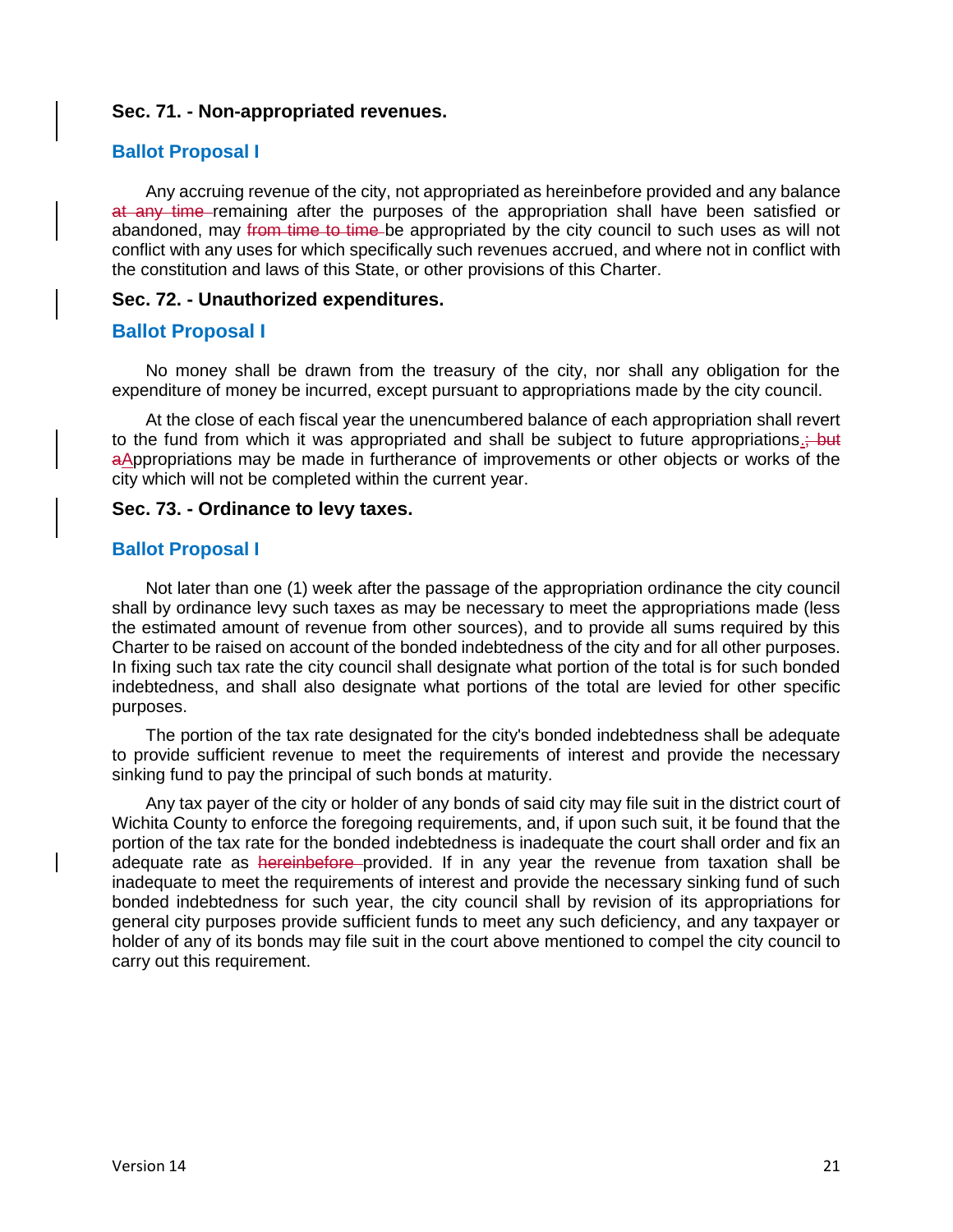### Sec. 71. - Non-appropriated revenues.

**Ballot Proposal I**

Any accruing revenue of the city, not appropriated as hereinbefore provided and any balance ~~at any time~~ remaining after the purposes of the appropriation shall have been satisfied or abandoned, may ~~from time to time~~ be appropriated by the city council to such uses as will not conflict with any uses for which specifically such revenues accrued, and where not in conflict with the constitution and laws of this State, or other provisions of this Charter.

### Sec. 72. - Unauthorized expenditures.

**Ballot Proposal I**

No money shall be drawn from the treasury of the city, nor shall any obligation for the expenditure of money be incurred, except pursuant to appropriations made by the city council.

At the close of each fiscal year the unencumbered balance of each appropriation shall revert to the fund from which it was appropriated and shall be subject to future appropriations.~~; but a~~Appropriations may be made in furtherance of improvements or other objects or works of the city which will not be completed within the current year.

### Sec. 73. - Ordinance to levy taxes.

**Ballot Proposal I**

Not later than one (1) week after the passage of the appropriation ordinance the city council shall by ordinance levy such taxes as may be necessary to meet the appropriations made (less the estimated amount of revenue from other sources), and to provide all sums required by this Charter to be raised on account of the bonded indebtedness of the city and for all other purposes. In fixing such tax rate the city council shall designate what portion of the total is for such bonded indebtedness, and shall also designate what portions of the total are levied for other specific purposes.

The portion of the tax rate designated for the city's bonded indebtedness shall be adequate to provide sufficient revenue to meet the requirements of interest and provide the necessary sinking fund to pay the principal of such bonds at maturity.

Any tax payer of the city or holder of any bonds of said city may file suit in the district court of Wichita County to enforce the foregoing requirements, and, if upon such suit, it be found that the portion of the tax rate for the bonded indebtedness is inadequate the court shall order and fix an adequate rate as ~~hereinbefore~~ provided. If in any year the revenue from taxation shall be inadequate to meet the requirements of interest and provide the necessary sinking fund of such bonded indebtedness for such year, the city council shall by revision of its appropriations for general city purposes provide sufficient funds to meet any such deficiency, and any taxpayer or holder of any of its bonds may file suit in the court above mentioned to compel the city council to carry out this requirement.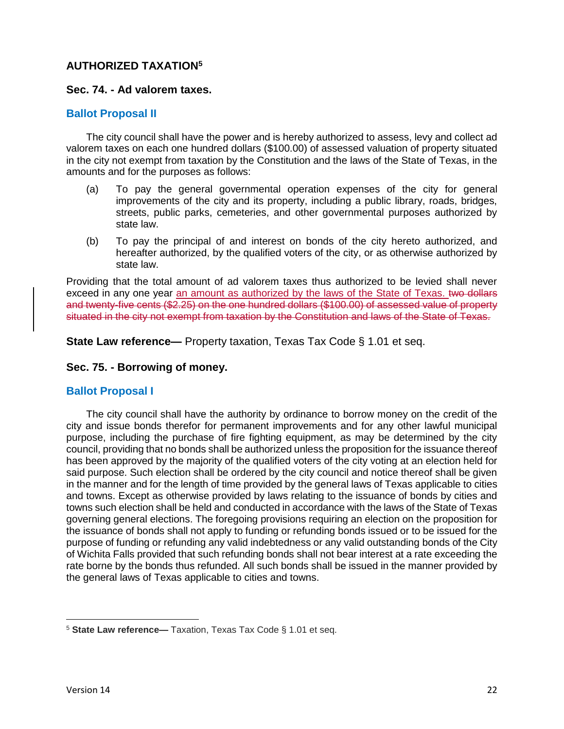## AUTHORIZED TAXATION[5]

### Sec. 74. - Ad valorem taxes.

**Ballot Proposal II**

The city council shall have the power and is hereby authorized to assess, levy and collect ad valorem taxes on each one hundred dollars ($100.00) of assessed valuation of property situated in the city not exempt from taxation by the Constitution and the laws of the State of Texas, in the amounts and for the purposes as follows:

(a) To pay the general governmental operation expenses of the city for general improvements of the city and its property, including a public library, roads, bridges, streets, public parks, cemeteries, and other governmental purposes authorized by state law.

(b) To pay the principal of and interest on bonds of the city hereto authorized, and hereafter authorized, by the qualified voters of the city, or as otherwise authorized by state law.

Providing that the total amount of ad valorem taxes thus authorized to be levied shall never exceed in any one year <u>an amount as authorized by the laws of the State of Texas.</u> ~~two dollars and twenty-five cents ($2.25) on the one hundred dollars ($100.00) of assessed value of property situated in the city not exempt from taxation by the Constitution and laws of the State of Texas.~~

**State Law reference—** Property taxation, Texas Tax Code § 1.01 et seq.

### Sec. 75. - Borrowing of money.

**Ballot Proposal I**

The city council shall have the authority by ordinance to borrow money on the credit of the city and issue bonds therefor for permanent improvements and for any other lawful municipal purpose, including the purchase of fire fighting equipment, as may be determined by the city council, providing that no bonds shall be authorized unless the proposition for the issuance thereof has been approved by the majority of the qualified voters of the city voting at an election held for said purpose. Such election shall be ordered by the city council and notice thereof shall be given in the manner and for the length of time provided by the general laws of Texas applicable to cities and towns. Except as otherwise provided by laws relating to the issuance of bonds by cities and towns such election shall be held and conducted in accordance with the laws of the State of Texas governing general elections. The foregoing provisions requiring an election on the proposition for the issuance of bonds shall not apply to funding or refunding bonds issued or to be issued for the purpose of funding or refunding any valid indebtedness or any valid outstanding bonds of the City of Wichita Falls provided that such refunding bonds shall not bear interest at a rate exceeding the rate borne by the bonds thus refunded. All such bonds shall be issued in the manner provided by the general laws of Texas applicable to cities and towns.

---

[5] **State Law reference—** Taxation, Texas Tax Code § 1.01 et seq.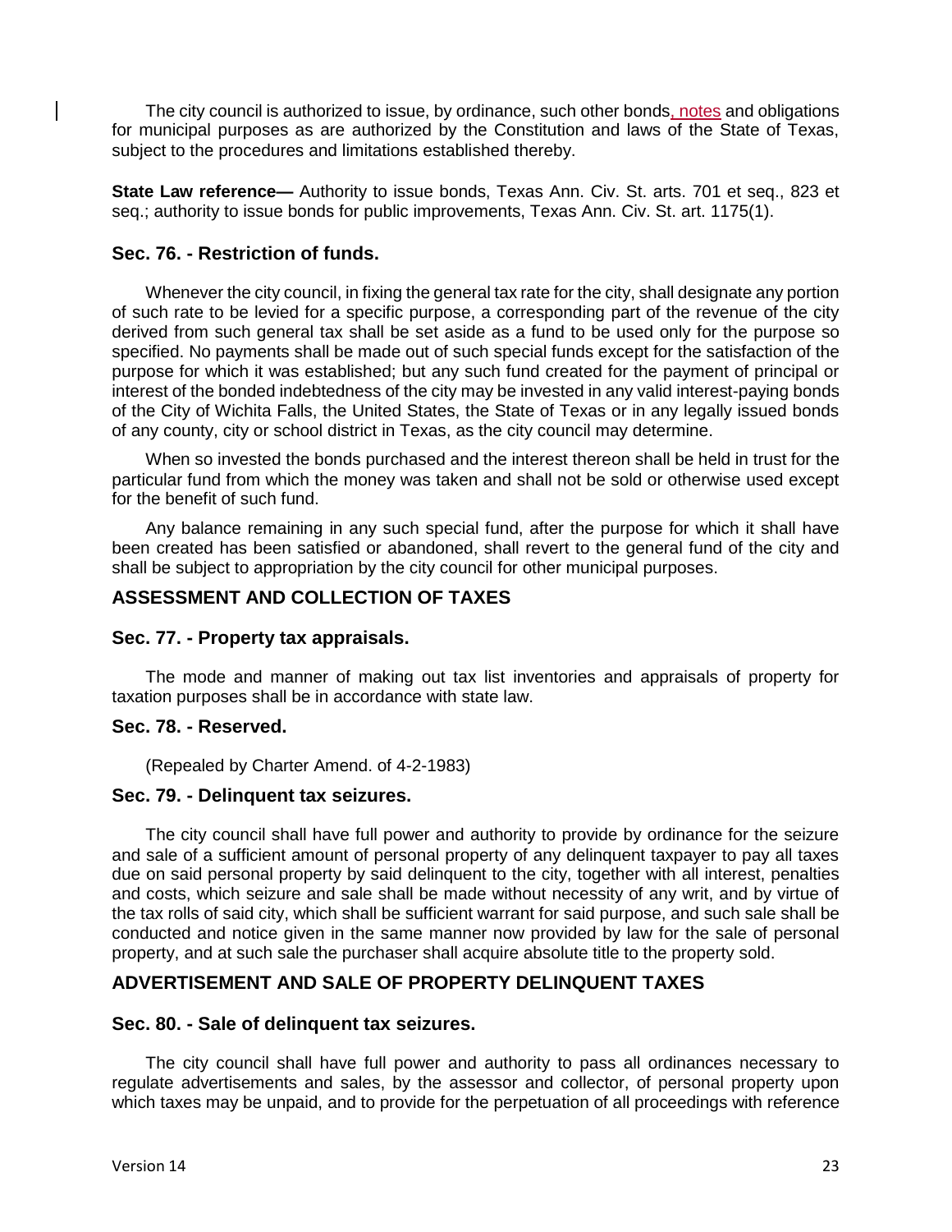The city council is authorized to issue, by ordinance, such other bonds, notes and obligations for municipal purposes as are authorized by the Constitution and laws of the State of Texas, subject to the procedures and limitations established thereby.

**State Law reference—** Authority to issue bonds, Texas Ann. Civ. St. arts. 701 et seq., 823 et seq.; authority to issue bonds for public improvements, Texas Ann. Civ. St. art. 1175(1).

### Sec. 76. - Restriction of funds.

Whenever the city council, in fixing the general tax rate for the city, shall designate any portion of such rate to be levied for a specific purpose, a corresponding part of the revenue of the city derived from such general tax shall be set aside as a fund to be used only for the purpose so specified. No payments shall be made out of such special funds except for the satisfaction of the purpose for which it was established; but any such fund created for the payment of principal or interest of the bonded indebtedness of the city may be invested in any valid interest-paying bonds of the City of Wichita Falls, the United States, the State of Texas or in any legally issued bonds of any county, city or school district in Texas, as the city council may determine.

When so invested the bonds purchased and the interest thereon shall be held in trust for the particular fund from which the money was taken and shall not be sold or otherwise used except for the benefit of such fund.

Any balance remaining in any such special fund, after the purpose for which it shall have been created has been satisfied or abandoned, shall revert to the general fund of the city and shall be subject to appropriation by the city council for other municipal purposes.

## ASSESSMENT AND COLLECTION OF TAXES

### Sec. 77. - Property tax appraisals.

The mode and manner of making out tax list inventories and appraisals of property for taxation purposes shall be in accordance with state law.

### Sec. 78. - Reserved.

(Repealed by Charter Amend. of 4-2-1983)

### Sec. 79. - Delinquent tax seizures.

The city council shall have full power and authority to provide by ordinance for the seizure and sale of a sufficient amount of personal property of any delinquent taxpayer to pay all taxes due on said personal property by said delinquent to the city, together with all interest, penalties and costs, which seizure and sale shall be made without necessity of any writ, and by virtue of the tax rolls of said city, which shall be sufficient warrant for said purpose, and such sale shall be conducted and notice given in the same manner now provided by law for the sale of personal property, and at such sale the purchaser shall acquire absolute title to the property sold.

## ADVERTISEMENT AND SALE OF PROPERTY DELINQUENT TAXES

### Sec. 80. - Sale of delinquent tax seizures.

The city council shall have full power and authority to pass all ordinances necessary to regulate advertisements and sales, by the assessor and collector, of personal property upon which taxes may be unpaid, and to provide for the perpetuation of all proceedings with reference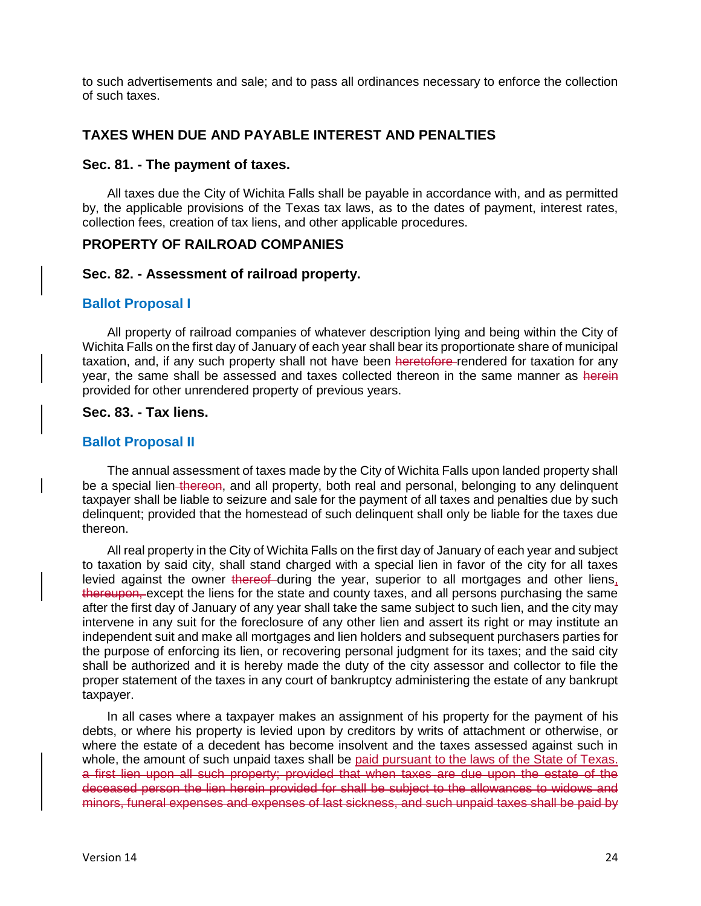to such advertisements and sale; and to pass all ordinances necessary to enforce the collection of such taxes.

## TAXES WHEN DUE AND PAYABLE INTEREST AND PENALTIES

### Sec. 81. - The payment of taxes.

All taxes due the City of Wichita Falls shall be payable in accordance with, and as permitted by, the applicable provisions of the Texas tax laws, as to the dates of payment, interest rates, collection fees, creation of tax liens, and other applicable procedures.

## PROPERTY OF RAILROAD COMPANIES

### Sec. 82. - Assessment of railroad property.

### Ballot Proposal I

All property of railroad companies of whatever description lying and being within the City of Wichita Falls on the first day of January of each year shall bear its proportionate share of municipal taxation, and, if any such property shall not have been ~~heretofore~~ rendered for taxation for any year, the same shall be assessed and taxes collected thereon in the same manner as ~~herein~~ provided for other unrendered property of previous years.

### Sec. 83. - Tax liens.

### Ballot Proposal II

The annual assessment of taxes made by the City of Wichita Falls upon landed property shall be a special lien ~~thereon~~, and all property, both real and personal, belonging to any delinquent taxpayer shall be liable to seizure and sale for the payment of all taxes and penalties due by such delinquent; provided that the homestead of such delinquent shall only be liable for the taxes due thereon.

All real property in the City of Wichita Falls on the first day of January of each year and subject to taxation by said city, shall stand charged with a special lien in favor of the city for all taxes levied against the owner ~~thereof~~ during the year, superior to all mortgages and other liens, ~~thereupon,~~ except the liens for the state and county taxes, and all persons purchasing the same after the first day of January of any year shall take the same subject to such lien, and the city may intervene in any suit for the foreclosure of any other lien and assert its right or may institute an independent suit and make all mortgages and lien holders and subsequent purchasers parties for the purpose of enforcing its lien, or recovering personal judgment for its taxes; and the said city shall be authorized and it is hereby made the duty of the city assessor and collector to file the proper statement of the taxes in any court of bankruptcy administering the estate of any bankrupt taxpayer.

In all cases where a taxpayer makes an assignment of his property for the payment of his debts, or where his property is levied upon by creditors by writs of attachment or otherwise, or where the estate of a decedent has become insolvent and the taxes assessed against such in whole, the amount of such unpaid taxes shall be <u>paid pursuant to the laws of the State of Texas.</u> ~~a first lien upon all such property; provided that when taxes are due upon the estate of the deceased person the lien herein provided for shall be subject to the allowances to widows and minors, funeral expenses and expenses of last sickness, and such unpaid taxes shall be paid by~~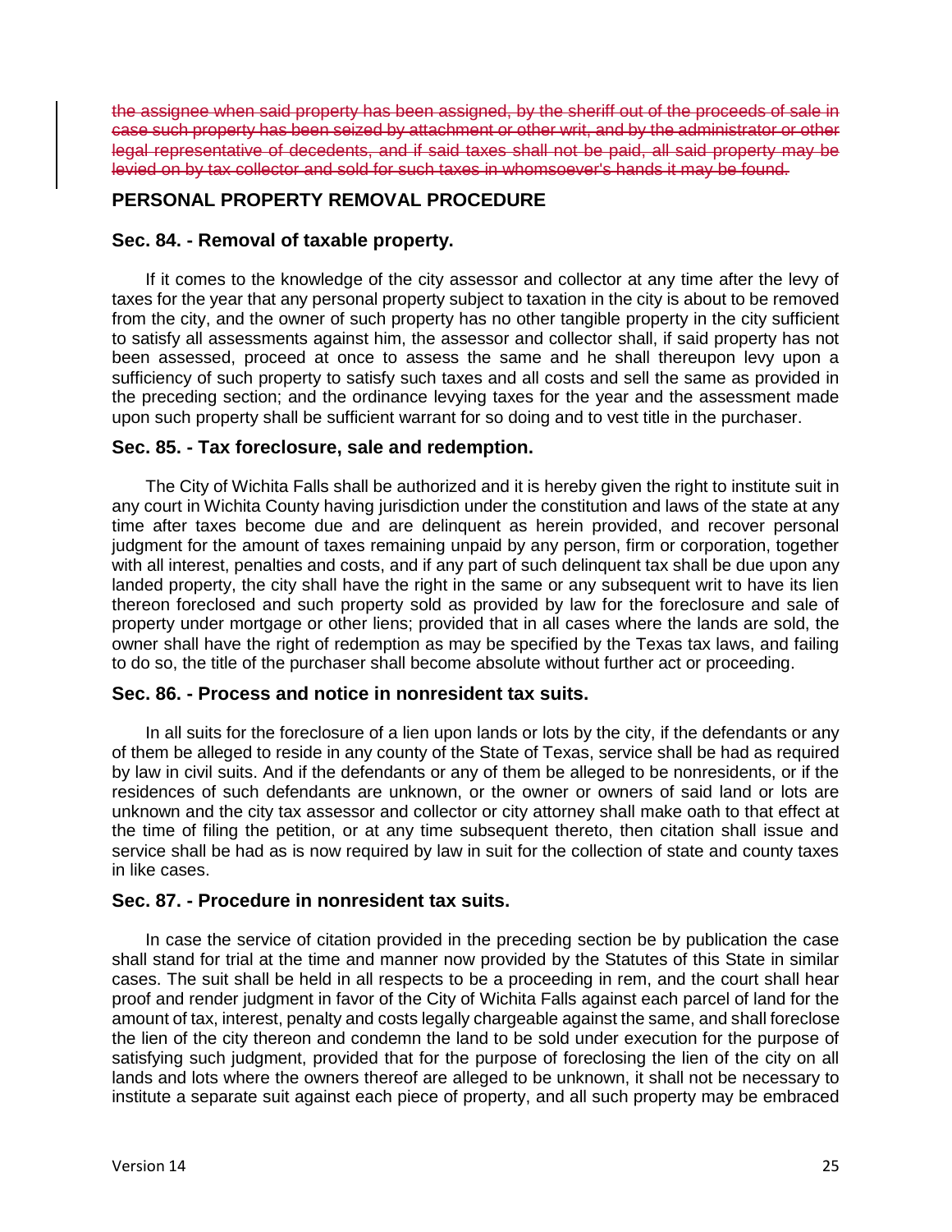~~the assignee when said property has been assigned, by the sheriff out of the proceeds of sale in case such property has been seized by attachment or other writ, and by the administrator or other legal representative of decedents, and if said taxes shall not be paid, all said property may be levied on by tax collector and sold for such taxes in whomsoever's hands it may be found.~~

## PERSONAL PROPERTY REMOVAL PROCEDURE

### Sec. 84. - Removal of taxable property.

If it comes to the knowledge of the city assessor and collector at any time after the levy of taxes for the year that any personal property subject to taxation in the city is about to be removed from the city, and the owner of such property has no other tangible property in the city sufficient to satisfy all assessments against him, the assessor and collector shall, if said property has not been assessed, proceed at once to assess the same and he shall thereupon levy upon a sufficiency of such property to satisfy such taxes and all costs and sell the same as provided in the preceding section; and the ordinance levying taxes for the year and the assessment made upon such property shall be sufficient warrant for so doing and to vest title in the purchaser.

### Sec. 85. - Tax foreclosure, sale and redemption.

The City of Wichita Falls shall be authorized and it is hereby given the right to institute suit in any court in Wichita County having jurisdiction under the constitution and laws of the state at any time after taxes become due and are delinquent as herein provided, and recover personal judgment for the amount of taxes remaining unpaid by any person, firm or corporation, together with all interest, penalties and costs, and if any part of such delinquent tax shall be due upon any landed property, the city shall have the right in the same or any subsequent writ to have its lien thereon foreclosed and such property sold as provided by law for the foreclosure and sale of property under mortgage or other liens; provided that in all cases where the lands are sold, the owner shall have the right of redemption as may be specified by the Texas tax laws, and failing to do so, the title of the purchaser shall become absolute without further act or proceeding.

### Sec. 86. - Process and notice in nonresident tax suits.

In all suits for the foreclosure of a lien upon lands or lots by the city, if the defendants or any of them be alleged to reside in any county of the State of Texas, service shall be had as required by law in civil suits. And if the defendants or any of them be alleged to be nonresidents, or if the residences of such defendants are unknown, or the owner or owners of said land or lots are unknown and the city tax assessor and collector or city attorney shall make oath to that effect at the time of filing the petition, or at any time subsequent thereto, then citation shall issue and service shall be had as is now required by law in suit for the collection of state and county taxes in like cases.

### Sec. 87. - Procedure in nonresident tax suits.

In case the service of citation provided in the preceding section be by publication the case shall stand for trial at the time and manner now provided by the Statutes of this State in similar cases. The suit shall be held in all respects to be a proceeding in rem, and the court shall hear proof and render judgment in favor of the City of Wichita Falls against each parcel of land for the amount of tax, interest, penalty and costs legally chargeable against the same, and shall foreclose the lien of the city thereon and condemn the land to be sold under execution for the purpose of satisfying such judgment, provided that for the purpose of foreclosing the lien of the city on all lands and lots where the owners thereof are alleged to be unknown, it shall not be necessary to institute a separate suit against each piece of property, and all such property may be embraced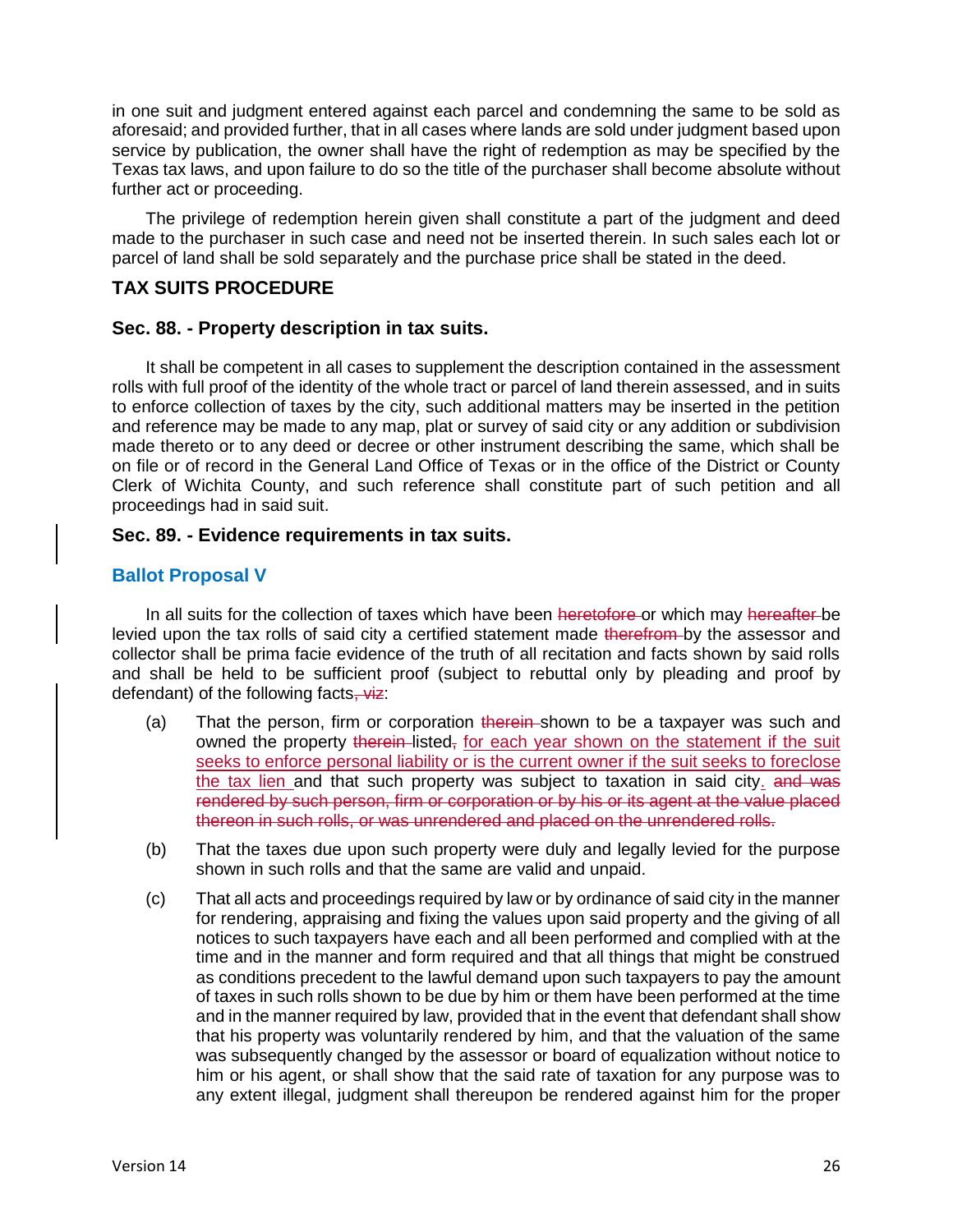in one suit and judgment entered against each parcel and condemning the same to be sold as aforesaid; and provided further, that in all cases where lands are sold under judgment based upon service by publication, the owner shall have the right of redemption as may be specified by the Texas tax laws, and upon failure to do so the title of the purchaser shall become absolute without further act or proceeding.

The privilege of redemption herein given shall constitute a part of the judgment and deed made to the purchaser in such case and need not be inserted therein. In such sales each lot or parcel of land shall be sold separately and the purchase price shall be stated in the deed.

## TAX SUITS PROCEDURE

### Sec. 88. - Property description in tax suits.

It shall be competent in all cases to supplement the description contained in the assessment rolls with full proof of the identity of the whole tract or parcel of land therein assessed, and in suits to enforce collection of taxes by the city, such additional matters may be inserted in the petition and reference may be made to any map, plat or survey of said city or any addition or subdivision made thereto or to any deed or decree or other instrument describing the same, which shall be on file or of record in the General Land Office of Texas or in the office of the District or County Clerk of Wichita County, and such reference shall constitute part of such petition and all proceedings had in said suit.

### Sec. 89. - Evidence requirements in tax suits.

### Ballot Proposal V

In all suits for the collection of taxes which have been ~~heretofore~~ or which may ~~hereafter~~ be levied upon the tax rolls of said city a certified statement made ~~therefrom~~ by the assessor and collector shall be prima facie evidence of the truth of all recitation and facts shown by said rolls and shall be held to be sufficient proof (subject to rebuttal only by pleading and proof by defendant) of the following facts~~, viz~~:

(a) That the person, firm or corporation ~~therein~~ shown to be a taxpayer was such and owned the property ~~therein~~ listed~~,~~ <u>for each year shown on the statement if the suit seeks to enforce personal liability or is the current owner if the suit seeks to foreclose the tax lien</u> and that such property was subject to taxation in said city<u>.</u> ~~and was rendered by such person, firm or corporation or by his or its agent at the value placed thereon in such rolls, or was unrendered and placed on the unrendered rolls.~~

(b) That the taxes due upon such property were duly and legally levied for the purpose shown in such rolls and that the same are valid and unpaid.

(c) That all acts and proceedings required by law or by ordinance of said city in the manner for rendering, appraising and fixing the values upon said property and the giving of all notices to such taxpayers have each and all been performed and complied with at the time and in the manner and form required and that all things that might be construed as conditions precedent to the lawful demand upon such taxpayers to pay the amount of taxes in such rolls shown to be due by him or them have been performed at the time and in the manner required by law, provided that in the event that defendant shall show that his property was voluntarily rendered by him, and that the valuation of the same was subsequently changed by the assessor or board of equalization without notice to him or his agent, or shall show that the said rate of taxation for any purpose was to any extent illegal, judgment shall thereupon be rendered against him for the proper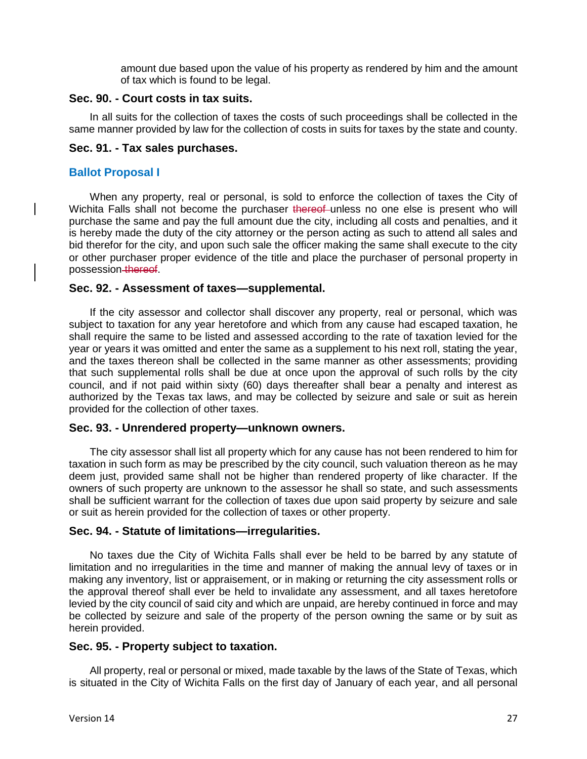amount due based upon the value of his property as rendered by him and the amount of tax which is found to be legal.

### Sec. 90. - Court costs in tax suits.

In all suits for the collection of taxes the costs of such proceedings shall be collected in the same manner provided by law for the collection of costs in suits for taxes by the state and county.

### Sec. 91. - Tax sales purchases.

#### Ballot Proposal I

When any property, real or personal, is sold to enforce the collection of taxes the City of Wichita Falls shall not become the purchaser ~~thereof~~ unless no one else is present who will purchase the same and pay the full amount due the city, including all costs and penalties, and it is hereby made the duty of the city attorney or the person acting as such to attend all sales and bid therefor for the city, and upon such sale the officer making the same shall execute to the city or other purchaser proper evidence of the title and place the purchaser of personal property in possession ~~thereof~~.

### Sec. 92. - Assessment of taxes—supplemental.

If the city assessor and collector shall discover any property, real or personal, which was subject to taxation for any year heretofore and which from any cause had escaped taxation, he shall require the same to be listed and assessed according to the rate of taxation levied for the year or years it was omitted and enter the same as a supplement to his next roll, stating the year, and the taxes thereon shall be collected in the same manner as other assessments; providing that such supplemental rolls shall be due at once upon the approval of such rolls by the city council, and if not paid within sixty (60) days thereafter shall bear a penalty and interest as authorized by the Texas tax laws, and may be collected by seizure and sale or suit as herein provided for the collection of other taxes.

### Sec. 93. - Unrendered property—unknown owners.

The city assessor shall list all property which for any cause has not been rendered to him for taxation in such form as may be prescribed by the city council, such valuation thereon as he may deem just, provided same shall not be higher than rendered property of like character. If the owners of such property are unknown to the assessor he shall so state, and such assessments shall be sufficient warrant for the collection of taxes due upon said property by seizure and sale or suit as herein provided for the collection of taxes or other property.

### Sec. 94. - Statute of limitations—irregularities.

No taxes due the City of Wichita Falls shall ever be held to be barred by any statute of limitation and no irregularities in the time and manner of making the annual levy of taxes or in making any inventory, list or appraisement, or in making or returning the city assessment rolls or the approval thereof shall ever be held to invalidate any assessment, and all taxes heretofore levied by the city council of said city and which are unpaid, are hereby continued in force and may be collected by seizure and sale of the property of the person owning the same or by suit as herein provided.

### Sec. 95. - Property subject to taxation.

All property, real or personal or mixed, made taxable by the laws of the State of Texas, which is situated in the City of Wichita Falls on the first day of January of each year, and all personal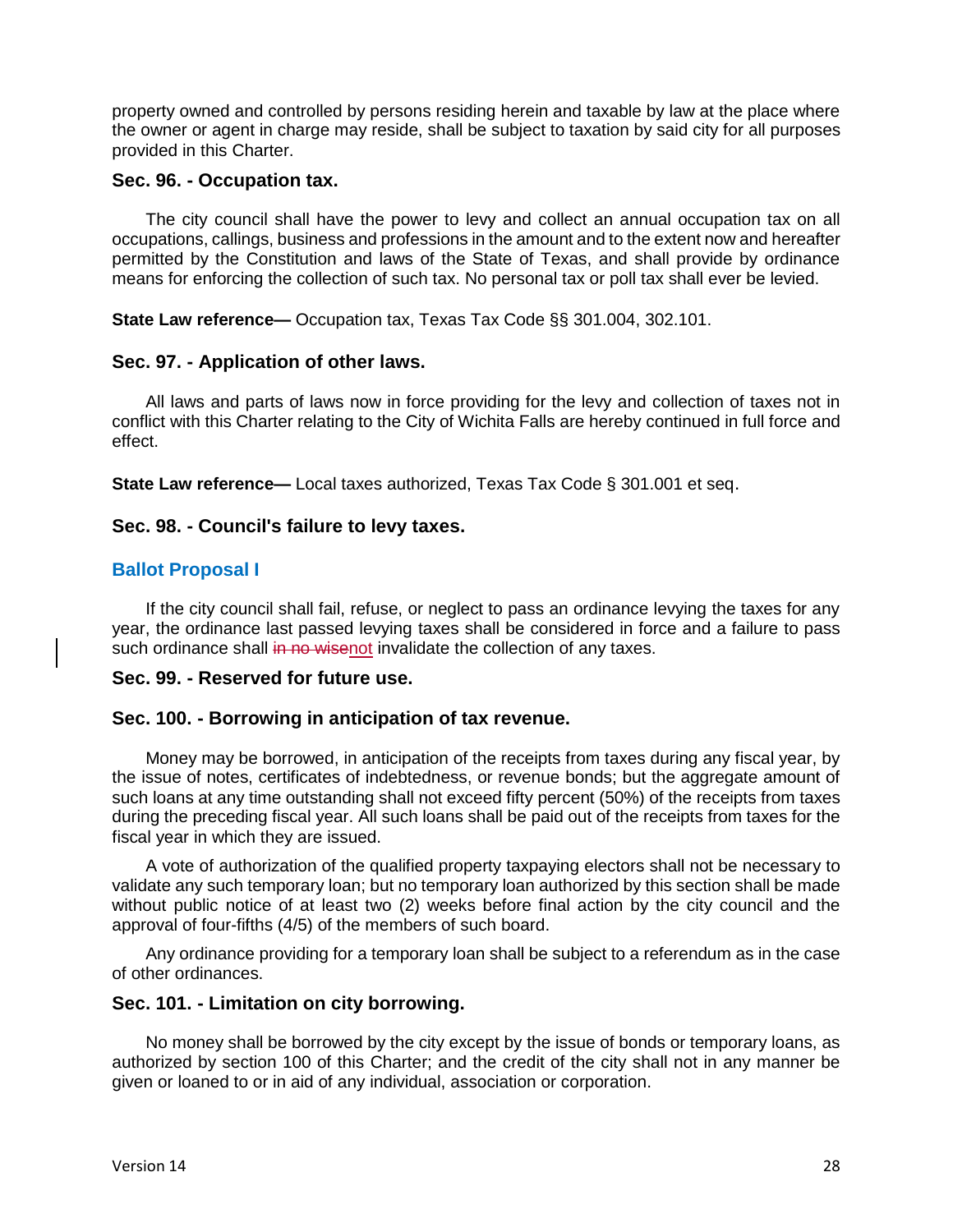property owned and controlled by persons residing herein and taxable by law at the place where the owner or agent in charge may reside, shall be subject to taxation by said city for all purposes provided in this Charter.

### Sec. 96. - Occupation tax.

The city council shall have the power to levy and collect an annual occupation tax on all occupations, callings, business and professions in the amount and to the extent now and hereafter permitted by the Constitution and laws of the State of Texas, and shall provide by ordinance means for enforcing the collection of such tax. No personal tax or poll tax shall ever be levied.

**State Law reference—** Occupation tax, Texas Tax Code §§ 301.004, 302.101.

### Sec. 97. - Application of other laws.

All laws and parts of laws now in force providing for the levy and collection of taxes not in conflict with this Charter relating to the City of Wichita Falls are hereby continued in full force and effect.

**State Law reference—** Local taxes authorized, Texas Tax Code § 301.001 et seq.

### Sec. 98. - Council's failure to levy taxes.

### Ballot Proposal I

If the city council shall fail, refuse, or neglect to pass an ordinance levying the taxes for any year, the ordinance last passed levying taxes shall be considered in force and a failure to pass such ordinance shall ~~in no wise~~not invalidate the collection of any taxes.

### Sec. 99. - Reserved for future use.

### Sec. 100. - Borrowing in anticipation of tax revenue.

Money may be borrowed, in anticipation of the receipts from taxes during any fiscal year, by the issue of notes, certificates of indebtedness, or revenue bonds; but the aggregate amount of such loans at any time outstanding shall not exceed fifty percent (50%) of the receipts from taxes during the preceding fiscal year. All such loans shall be paid out of the receipts from taxes for the fiscal year in which they are issued.

A vote of authorization of the qualified property taxpaying electors shall not be necessary to validate any such temporary loan; but no temporary loan authorized by this section shall be made without public notice of at least two (2) weeks before final action by the city council and the approval of four-fifths (4/5) of the members of such board.

Any ordinance providing for a temporary loan shall be subject to a referendum as in the case of other ordinances.

### Sec. 101. - Limitation on city borrowing.

No money shall be borrowed by the city except by the issue of bonds or temporary loans, as authorized by section 100 of this Charter; and the credit of the city shall not in any manner be given or loaned to or in aid of any individual, association or corporation.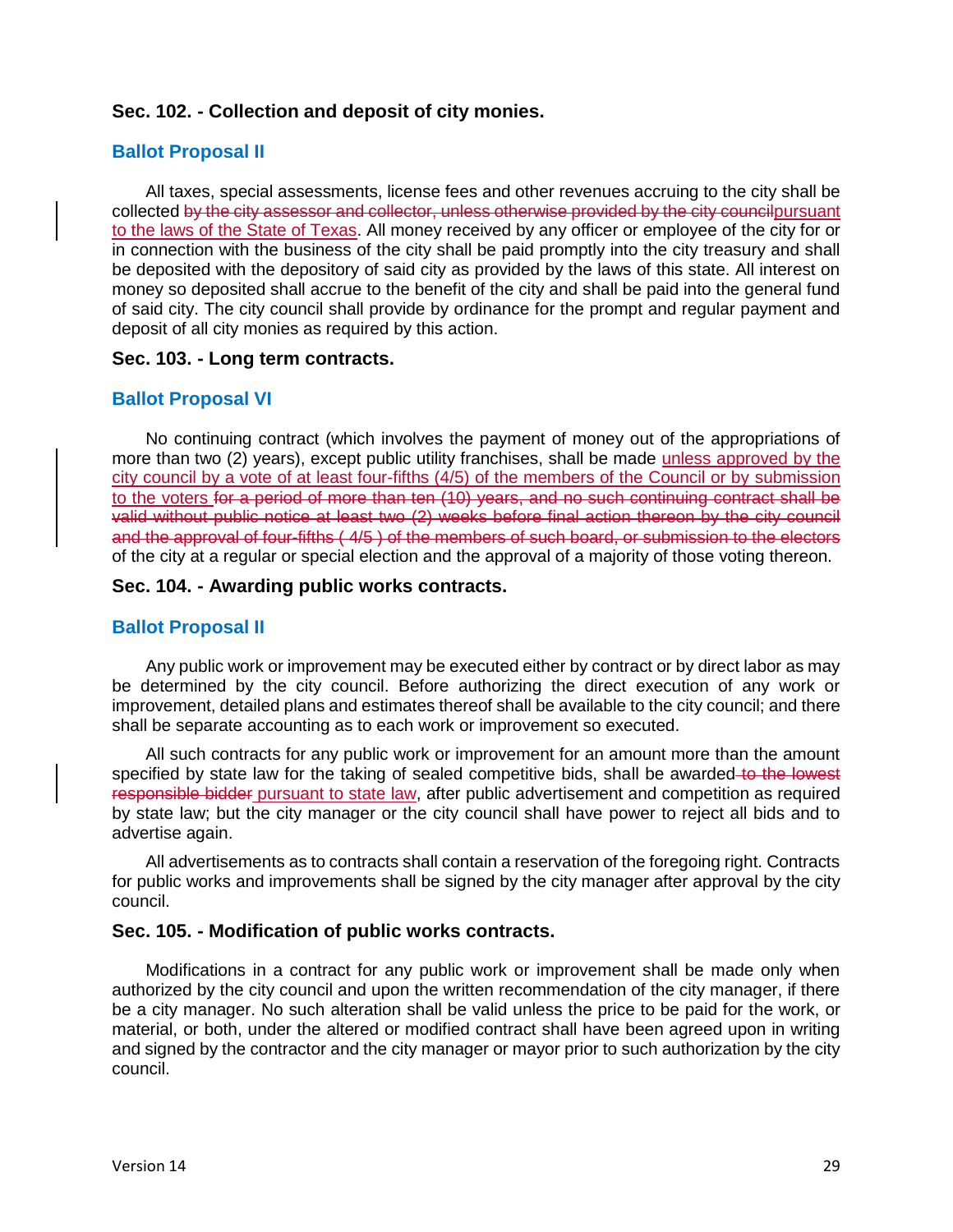### Sec. 102. - Collection and deposit of city monies.

#### Ballot Proposal II

All taxes, special assessments, license fees and other revenues accruing to the city shall be collected ~~by the city assessor and collector, unless otherwise provided by the city council~~<u>pursuant to the laws of the State of Texas</u>. All money received by any officer or employee of the city for or in connection with the business of the city shall be paid promptly into the city treasury and shall be deposited with the depository of said city as provided by the laws of this state. All interest on money so deposited shall accrue to the benefit of the city and shall be paid into the general fund of said city. The city council shall provide by ordinance for the prompt and regular payment and deposit of all city monies as required by this action.

### Sec. 103. - Long term contracts.

#### Ballot Proposal VI

No continuing contract (which involves the payment of money out of the appropriations of more than two (2) years), except public utility franchises, shall be made <u>unless approved by the city council by a vote of at least four-fifths (4/5) of the members of the Council or by submission to the voters</u> ~~for a period of more than ten (10) years, and no such continuing contract shall be valid without public notice at least two (2) weeks before final action thereon by the city council and the approval of four-fifths ( 4/5 ) of the members of such board, or submission to the electors~~ of the city at a regular or special election and the approval of a majority of those voting thereon.

### Sec. 104. - Awarding public works contracts.

#### Ballot Proposal II

Any public work or improvement may be executed either by contract or by direct labor as may be determined by the city council. Before authorizing the direct execution of any work or improvement, detailed plans and estimates thereof shall be available to the city council; and there shall be separate accounting as to each work or improvement so executed.

All such contracts for any public work or improvement for an amount more than the amount specified by state law for the taking of sealed competitive bids, shall be awarded ~~to the lowest responsible bidder~~ <u>pursuant to state law</u>, after public advertisement and competition as required by state law; but the city manager or the city council shall have power to reject all bids and to advertise again.

All advertisements as to contracts shall contain a reservation of the foregoing right. Contracts for public works and improvements shall be signed by the city manager after approval by the city council.

### Sec. 105. - Modification of public works contracts.

Modifications in a contract for any public work or improvement shall be made only when authorized by the city council and upon the written recommendation of the city manager, if there be a city manager. No such alteration shall be valid unless the price to be paid for the work, or material, or both, under the altered or modified contract shall have been agreed upon in writing and signed by the contractor and the city manager or mayor prior to such authorization by the city council.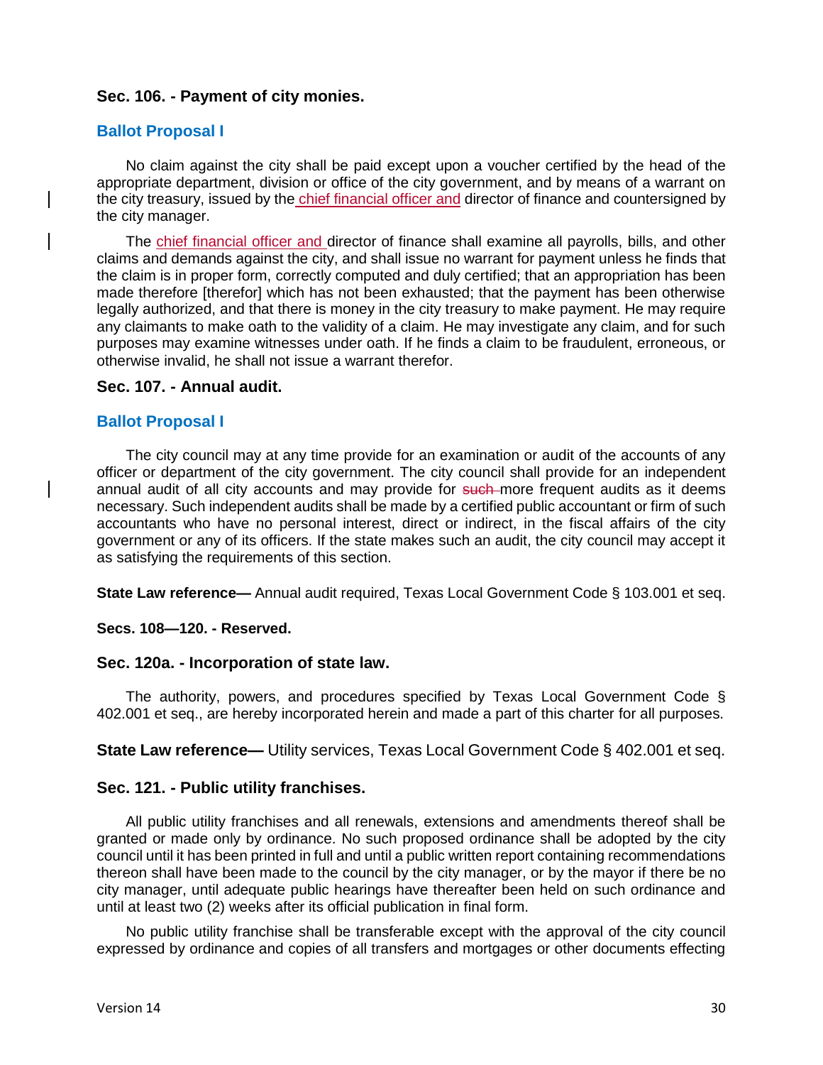### Sec. 106. - Payment of city monies.

#### Ballot Proposal I

No claim against the city shall be paid except upon a voucher certified by the head of the appropriate department, division or office of the city government, and by means of a warrant on the city treasury, issued by the chief financial officer and director of finance and countersigned by the city manager.

The chief financial officer and director of finance shall examine all payrolls, bills, and other claims and demands against the city, and shall issue no warrant for payment unless he finds that the claim is in proper form, correctly computed and duly certified; that an appropriation has been made therefore [therefor] which has not been exhausted; that the payment has been otherwise legally authorized, and that there is money in the city treasury to make payment. He may require any claimants to make oath to the validity of a claim. He may investigate any claim, and for such purposes may examine witnesses under oath. If he finds a claim to be fraudulent, erroneous, or otherwise invalid, he shall not issue a warrant therefor.

### Sec. 107. - Annual audit.

#### Ballot Proposal I

The city council may at any time provide for an examination or audit of the accounts of any officer or department of the city government. The city council shall provide for an independent annual audit of all city accounts and may provide for ~~such~~ more frequent audits as it deems necessary. Such independent audits shall be made by a certified public accountant or firm of such accountants who have no personal interest, direct or indirect, in the fiscal affairs of the city government or any of its officers. If the state makes such an audit, the city council may accept it as satisfying the requirements of this section.

**State Law reference—** Annual audit required, Texas Local Government Code § 103.001 et seq.

**Secs. 108—120. - Reserved.**

### Sec. 120a. - Incorporation of state law.

The authority, powers, and procedures specified by Texas Local Government Code § 402.001 et seq., are hereby incorporated herein and made a part of this charter for all purposes.

**State Law reference—** Utility services, Texas Local Government Code § 402.001 et seq.

### Sec. 121. - Public utility franchises.

All public utility franchises and all renewals, extensions and amendments thereof shall be granted or made only by ordinance. No such proposed ordinance shall be adopted by the city council until it has been printed in full and until a public written report containing recommendations thereon shall have been made to the council by the city manager, or by the mayor if there be no city manager, until adequate public hearings have thereafter been held on such ordinance and until at least two (2) weeks after its official publication in final form.

No public utility franchise shall be transferable except with the approval of the city council expressed by ordinance and copies of all transfers and mortgages or other documents effecting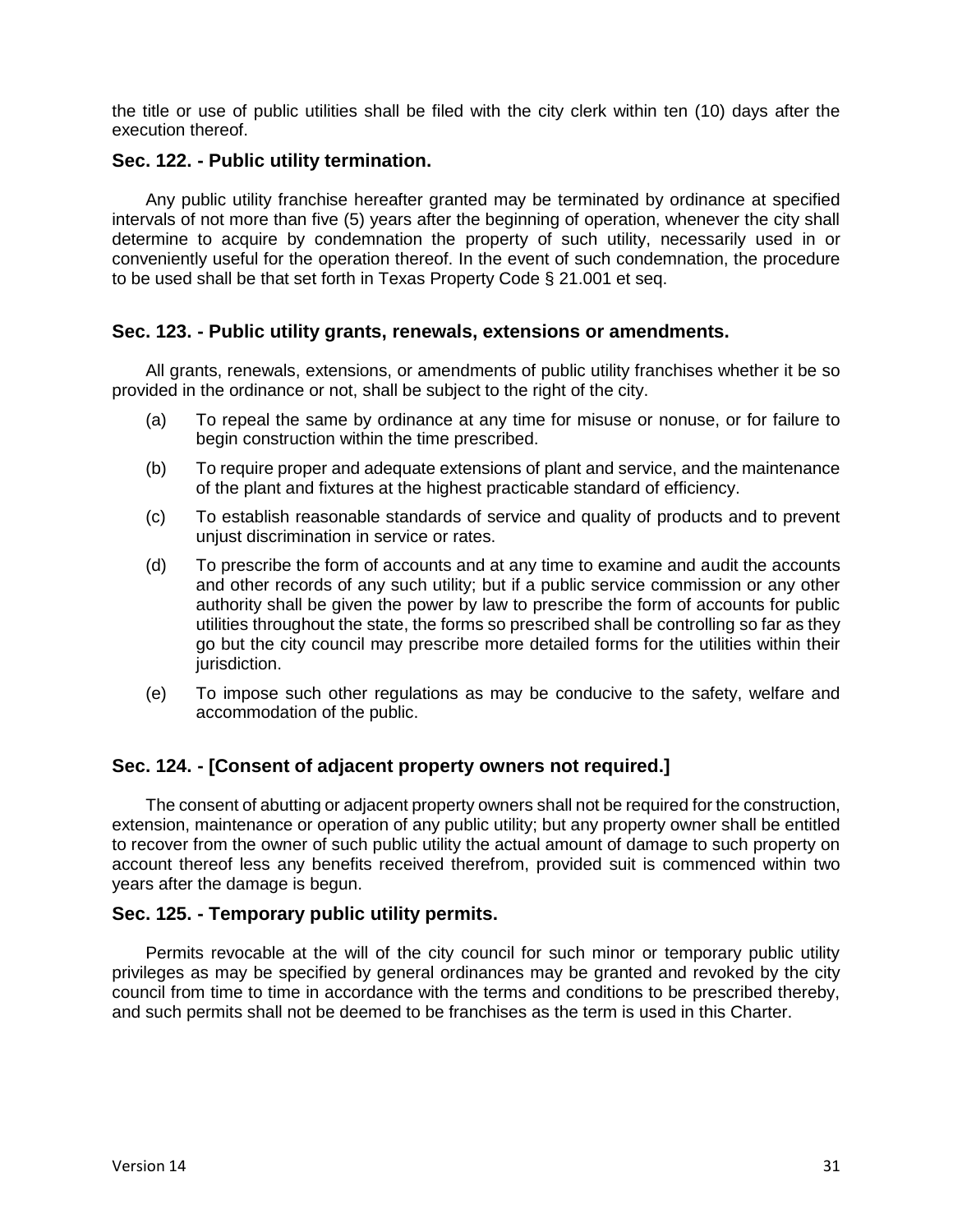the title or use of public utilities shall be filed with the city clerk within ten (10) days after the execution thereof.

### Sec. 122. - Public utility termination.

Any public utility franchise hereafter granted may be terminated by ordinance at specified intervals of not more than five (5) years after the beginning of operation, whenever the city shall determine to acquire by condemnation the property of such utility, necessarily used in or conveniently useful for the operation thereof. In the event of such condemnation, the procedure to be used shall be that set forth in Texas Property Code § 21.001 et seq.

### Sec. 123. - Public utility grants, renewals, extensions or amendments.

All grants, renewals, extensions, or amendments of public utility franchises whether it be so provided in the ordinance or not, shall be subject to the right of the city.

(a) To repeal the same by ordinance at any time for misuse or nonuse, or for failure to begin construction within the time prescribed.

(b) To require proper and adequate extensions of plant and service, and the maintenance of the plant and fixtures at the highest practicable standard of efficiency.

(c) To establish reasonable standards of service and quality of products and to prevent unjust discrimination in service or rates.

(d) To prescribe the form of accounts and at any time to examine and audit the accounts and other records of any such utility; but if a public service commission or any other authority shall be given the power by law to prescribe the form of accounts for public utilities throughout the state, the forms so prescribed shall be controlling so far as they go but the city council may prescribe more detailed forms for the utilities within their jurisdiction.

(e) To impose such other regulations as may be conducive to the safety, welfare and accommodation of the public.

### Sec. 124. - [Consent of adjacent property owners not required.]

The consent of abutting or adjacent property owners shall not be required for the construction, extension, maintenance or operation of any public utility; but any property owner shall be entitled to recover from the owner of such public utility the actual amount of damage to such property on account thereof less any benefits received therefrom, provided suit is commenced within two years after the damage is begun.

### Sec. 125. - Temporary public utility permits.

Permits revocable at the will of the city council for such minor or temporary public utility privileges as may be specified by general ordinances may be granted and revoked by the city council from time to time in accordance with the terms and conditions to be prescribed thereby, and such permits shall not be deemed to be franchises as the term is used in this Charter.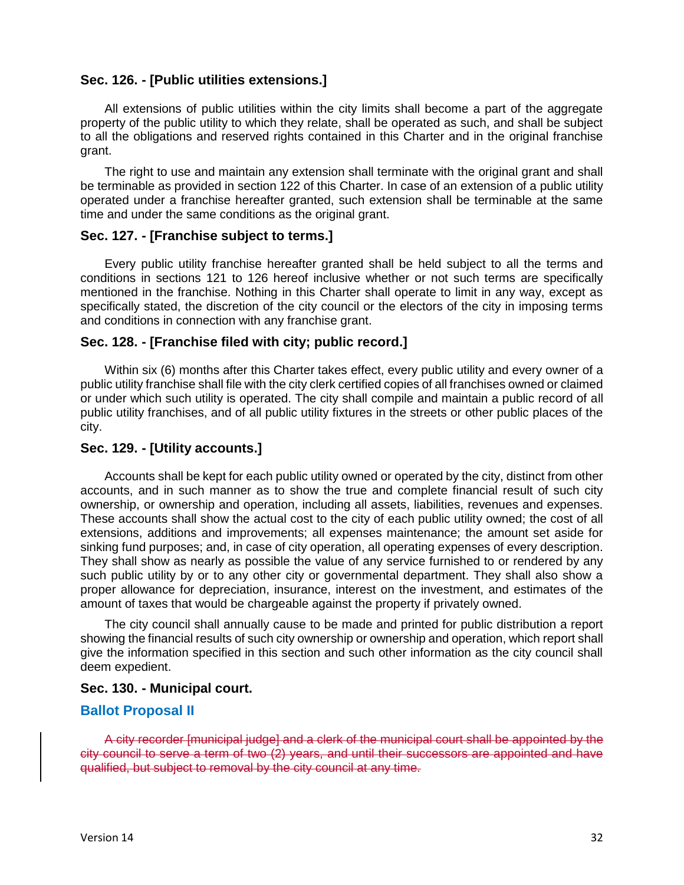### Sec. 126. - [Public utilities extensions.]

All extensions of public utilities within the city limits shall become a part of the aggregate property of the public utility to which they relate, shall be operated as such, and shall be subject to all the obligations and reserved rights contained in this Charter and in the original franchise grant.

The right to use and maintain any extension shall terminate with the original grant and shall be terminable as provided in section 122 of this Charter. In case of an extension of a public utility operated under a franchise hereafter granted, such extension shall be terminable at the same time and under the same conditions as the original grant.

### Sec. 127. - [Franchise subject to terms.]

Every public utility franchise hereafter granted shall be held subject to all the terms and conditions in sections 121 to 126 hereof inclusive whether or not such terms are specifically mentioned in the franchise. Nothing in this Charter shall operate to limit in any way, except as specifically stated, the discretion of the city council or the electors of the city in imposing terms and conditions in connection with any franchise grant.

### Sec. 128. - [Franchise filed with city; public record.]

Within six (6) months after this Charter takes effect, every public utility and every owner of a public utility franchise shall file with the city clerk certified copies of all franchises owned or claimed or under which such utility is operated. The city shall compile and maintain a public record of all public utility franchises, and of all public utility fixtures in the streets or other public places of the city.

### Sec. 129. - [Utility accounts.]

Accounts shall be kept for each public utility owned or operated by the city, distinct from other accounts, and in such manner as to show the true and complete financial result of such city ownership, or ownership and operation, including all assets, liabilities, revenues and expenses. These accounts shall show the actual cost to the city of each public utility owned; the cost of all extensions, additions and improvements; all expenses maintenance; the amount set aside for sinking fund purposes; and, in case of city operation, all operating expenses of every description. They shall show as nearly as possible the value of any service furnished to or rendered by any such public utility by or to any other city or governmental department. They shall also show a proper allowance for depreciation, insurance, interest on the investment, and estimates of the amount of taxes that would be chargeable against the property if privately owned.

The city council shall annually cause to be made and printed for public distribution a report showing the financial results of such city ownership or ownership and operation, which report shall give the information specified in this section and such other information as the city council shall deem expedient.

### Sec. 130. - Municipal court.

### Ballot Proposal II

~~A city recorder [municipal judge] and a clerk of the municipal court shall be appointed by the city council to serve a term of two (2) years, and until their successors are appointed and have qualified, but subject to removal by the city council at any time.~~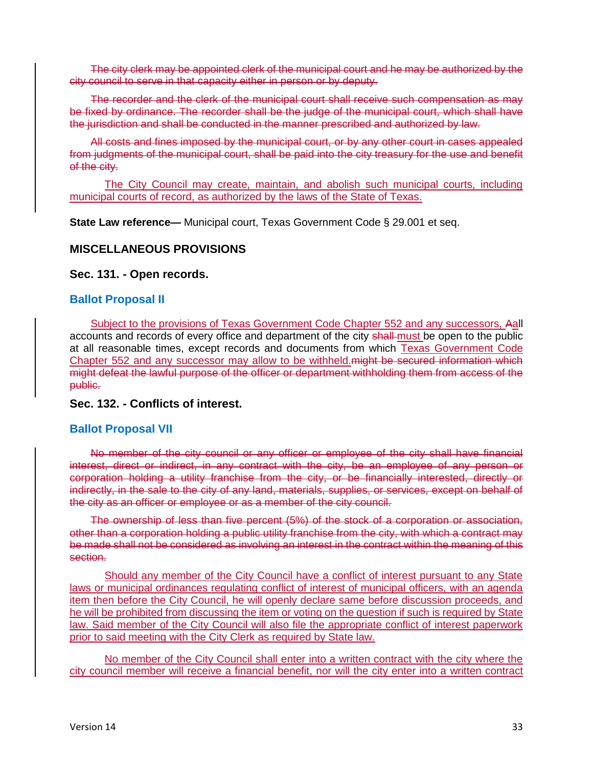~~The city clerk may be appointed clerk of the municipal court and he may be authorized by the city council to serve in that capacity either in person or by deputy.~~

~~The recorder and the clerk of the municipal court shall receive such compensation as may be fixed by ordinance. The recorder shall be the judge of the municipal court, which shall have the jurisdiction and shall be conducted in the manner prescribed and authorized by law.~~

~~All costs and fines imposed by the municipal court, or by any other court in cases appealed from judgments of the municipal court, shall be paid into the city treasury for the use and benefit of the city.~~

<u>The City Council may create, maintain, and abolish such municipal courts, including municipal courts of record, as authorized by the laws of the State of Texas.</u>

**State Law reference—** Municipal court, Texas Government Code § 29.001 et seq.

## MISCELLANEOUS PROVISIONS

### Sec. 131. - Open records.

### Ballot Proposal II

<u>Subject to the provisions of Texas Government Code Chapter 552 and any successors,</u> ~~A~~<u>a</u>ll accounts and records of every office and department of the city ~~shall~~ <u>must</u> be open to the public at all reasonable times, except records and documents from which <u>Texas Government Code Chapter 552 and any successor may allow to be withheld.</u>~~might be secured information which might defeat the lawful purpose of the officer or department withholding them from access of the public.~~

### Sec. 132. - Conflicts of interest.

### Ballot Proposal VII

~~No member of the city council or any officer or employee of the city shall have financial interest, direct or indirect, in any contract with the city, be an employee of any person or corporation holding a utility franchise from the city, or be financially interested, directly or indirectly, in the sale to the city of any land, materials, supplies, or services, except on behalf of the city as an officer or employee or as a member of the city council.~~

~~The ownership of less than five percent (5%) of the stock of a corporation or association, other than a corporation holding a public utility franchise from the city, with which a contract may be made shall not be considered as involving an interest in the contract within the meaning of this section.~~

<u>Should any member of the City Council have a conflict of interest pursuant to any State laws or municipal ordinances regulating conflict of interest of municipal officers, with an agenda item then before the City Council, he will openly declare same before discussion proceeds, and he will be prohibited from discussing the item or voting on the question if such is required by State law. Said member of the City Council will also file the appropriate conflict of interest paperwork prior to said meeting with the City Clerk as required by State law.</u>

<u>No member of the City Council shall enter into a written contract with the city where the city council member will receive a financial benefit, nor will the city enter into a written contract</u>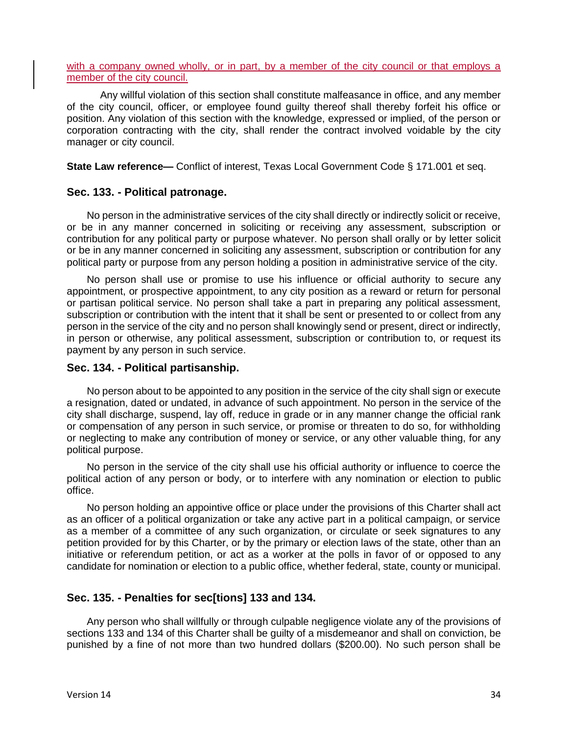with a company owned wholly, or in part, by a member of the city council or that employs a member of the city council.

Any willful violation of this section shall constitute malfeasance in office, and any member of the city council, officer, or employee found guilty thereof shall thereby forfeit his office or position. Any violation of this section with the knowledge, expressed or implied, of the person or corporation contracting with the city, shall render the contract involved voidable by the city manager or city council.

**State Law reference—** Conflict of interest, Texas Local Government Code § 171.001 et seq.

### Sec. 133. - Political patronage.

No person in the administrative services of the city shall directly or indirectly solicit or receive, or be in any manner concerned in soliciting or receiving any assessment, subscription or contribution for any political party or purpose whatever. No person shall orally or by letter solicit or be in any manner concerned in soliciting any assessment, subscription or contribution for any political party or purpose from any person holding a position in administrative service of the city.

No person shall use or promise to use his influence or official authority to secure any appointment, or prospective appointment, to any city position as a reward or return for personal or partisan political service. No person shall take a part in preparing any political assessment, subscription or contribution with the intent that it shall be sent or presented to or collect from any person in the service of the city and no person shall knowingly send or present, direct or indirectly, in person or otherwise, any political assessment, subscription or contribution to, or request its payment by any person in such service.

### Sec. 134. - Political partisanship.

No person about to be appointed to any position in the service of the city shall sign or execute a resignation, dated or undated, in advance of such appointment. No person in the service of the city shall discharge, suspend, lay off, reduce in grade or in any manner change the official rank or compensation of any person in such service, or promise or threaten to do so, for withholding or neglecting to make any contribution of money or service, or any other valuable thing, for any political purpose.

No person in the service of the city shall use his official authority or influence to coerce the political action of any person or body, or to interfere with any nomination or election to public office.

No person holding an appointive office or place under the provisions of this Charter shall act as an officer of a political organization or take any active part in a political campaign, or service as a member of a committee of any such organization, or circulate or seek signatures to any petition provided for by this Charter, or by the primary or election laws of the state, other than an initiative or referendum petition, or act as a worker at the polls in favor of or opposed to any candidate for nomination or election to a public office, whether federal, state, county or municipal.

### Sec. 135. - Penalties for sec[tions] 133 and 134.

Any person who shall willfully or through culpable negligence violate any of the provisions of sections 133 and 134 of this Charter shall be guilty of a misdemeanor and shall on conviction, be punished by a fine of not more than two hundred dollars ($200.00). No such person shall be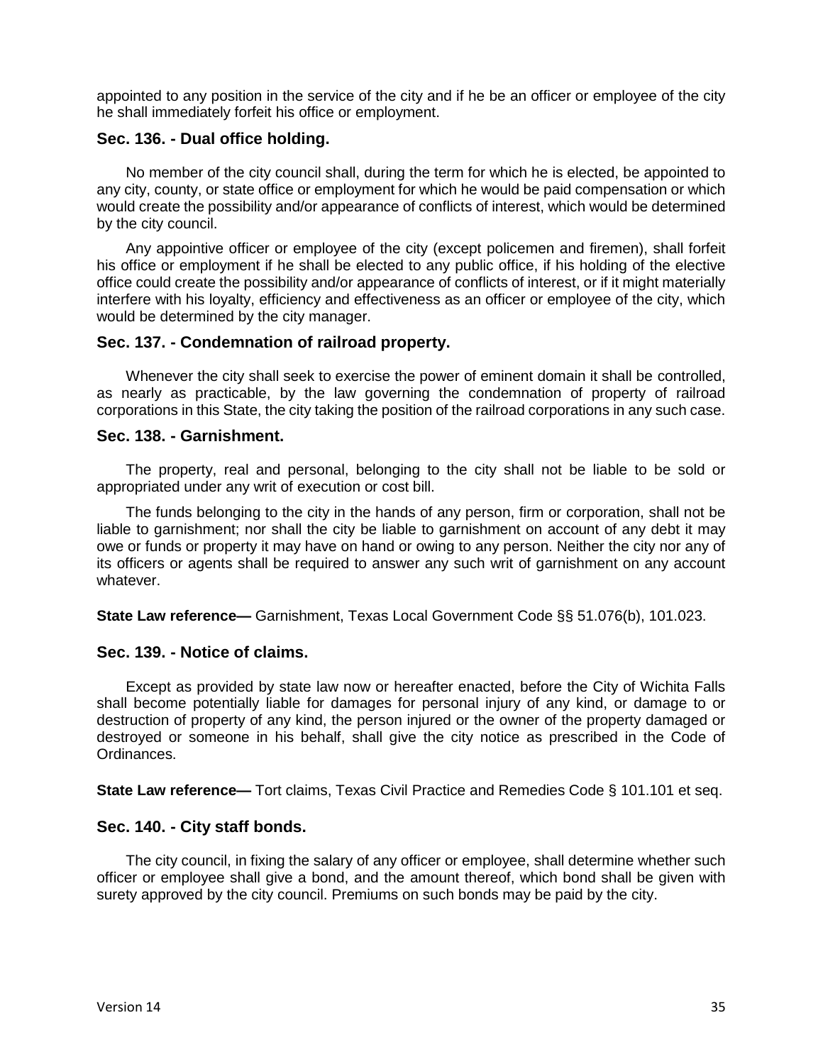appointed to any position in the service of the city and if he be an officer or employee of the city he shall immediately forfeit his office or employment.

## Sec. 136. - Dual office holding.

No member of the city council shall, during the term for which he is elected, be appointed to any city, county, or state office or employment for which he would be paid compensation or which would create the possibility and/or appearance of conflicts of interest, which would be determined by the city council.

Any appointive officer or employee of the city (except policemen and firemen), shall forfeit his office or employment if he shall be elected to any public office, if his holding of the elective office could create the possibility and/or appearance of conflicts of interest, or if it might materially interfere with his loyalty, efficiency and effectiveness as an officer or employee of the city, which would be determined by the city manager.

## Sec. 137. - Condemnation of railroad property.

Whenever the city shall seek to exercise the power of eminent domain it shall be controlled, as nearly as practicable, by the law governing the condemnation of property of railroad corporations in this State, the city taking the position of the railroad corporations in any such case.

## Sec. 138. - Garnishment.

The property, real and personal, belonging to the city shall not be liable to be sold or appropriated under any writ of execution or cost bill.

The funds belonging to the city in the hands of any person, firm or corporation, shall not be liable to garnishment; nor shall the city be liable to garnishment on account of any debt it may owe or funds or property it may have on hand or owing to any person. Neither the city nor any of its officers or agents shall be required to answer any such writ of garnishment on any account whatever.

**State Law reference—** Garnishment, Texas Local Government Code §§ 51.076(b), 101.023.

## Sec. 139. - Notice of claims.

Except as provided by state law now or hereafter enacted, before the City of Wichita Falls shall become potentially liable for damages for personal injury of any kind, or damage to or destruction of property of any kind, the person injured or the owner of the property damaged or destroyed or someone in his behalf, shall give the city notice as prescribed in the Code of Ordinances.

**State Law reference—** Tort claims, Texas Civil Practice and Remedies Code § 101.101 et seq.

## Sec. 140. - City staff bonds.

The city council, in fixing the salary of any officer or employee, shall determine whether such officer or employee shall give a bond, and the amount thereof, which bond shall be given with surety approved by the city council. Premiums on such bonds may be paid by the city.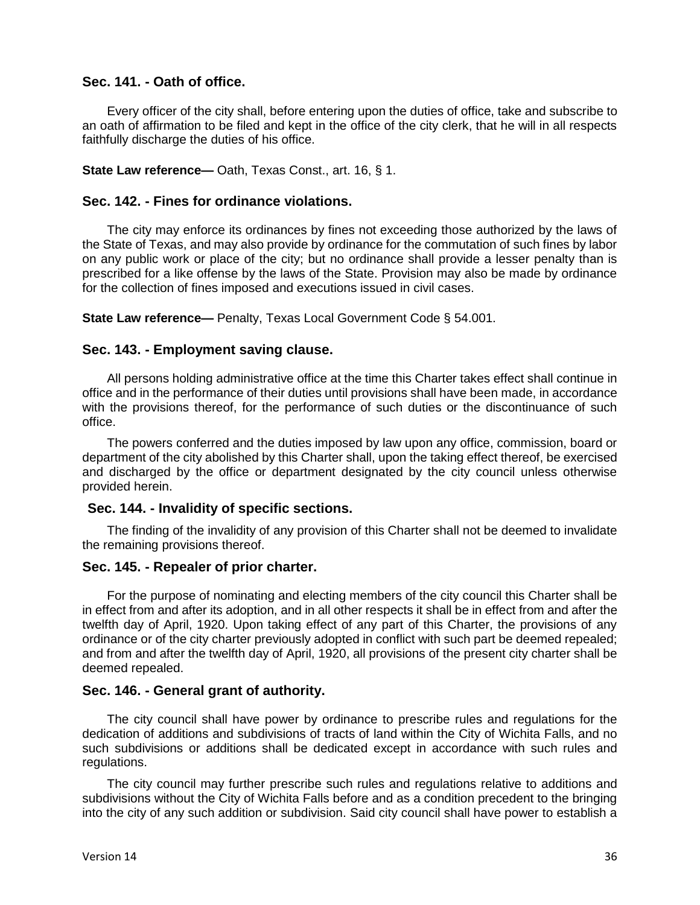### Sec. 141. - Oath of office.

Every officer of the city shall, before entering upon the duties of office, take and subscribe to an oath of affirmation to be filed and kept in the office of the city clerk, that he will in all respects faithfully discharge the duties of his office.

**State Law reference—** Oath, Texas Const., art. 16, § 1.

### Sec. 142. - Fines for ordinance violations.

The city may enforce its ordinances by fines not exceeding those authorized by the laws of the State of Texas, and may also provide by ordinance for the commutation of such fines by labor on any public work or place of the city; but no ordinance shall provide a lesser penalty than is prescribed for a like offense by the laws of the State. Provision may also be made by ordinance for the collection of fines imposed and executions issued in civil cases.

**State Law reference—** Penalty, Texas Local Government Code § 54.001.

### Sec. 143. - Employment saving clause.

All persons holding administrative office at the time this Charter takes effect shall continue in office and in the performance of their duties until provisions shall have been made, in accordance with the provisions thereof, for the performance of such duties or the discontinuance of such office.

The powers conferred and the duties imposed by law upon any office, commission, board or department of the city abolished by this Charter shall, upon the taking effect thereof, be exercised and discharged by the office or department designated by the city council unless otherwise provided herein.

### Sec. 144. - Invalidity of specific sections.

The finding of the invalidity of any provision of this Charter shall not be deemed to invalidate the remaining provisions thereof.

### Sec. 145. - Repealer of prior charter.

For the purpose of nominating and electing members of the city council this Charter shall be in effect from and after its adoption, and in all other respects it shall be in effect from and after the twelfth day of April, 1920. Upon taking effect of any part of this Charter, the provisions of any ordinance or of the city charter previously adopted in conflict with such part be deemed repealed; and from and after the twelfth day of April, 1920, all provisions of the present city charter shall be deemed repealed.

### Sec. 146. - General grant of authority.

The city council shall have power by ordinance to prescribe rules and regulations for the dedication of additions and subdivisions of tracts of land within the City of Wichita Falls, and no such subdivisions or additions shall be dedicated except in accordance with such rules and regulations.

The city council may further prescribe such rules and regulations relative to additions and subdivisions without the City of Wichita Falls before and as a condition precedent to the bringing into the city of any such addition or subdivision. Said city council shall have power to establish a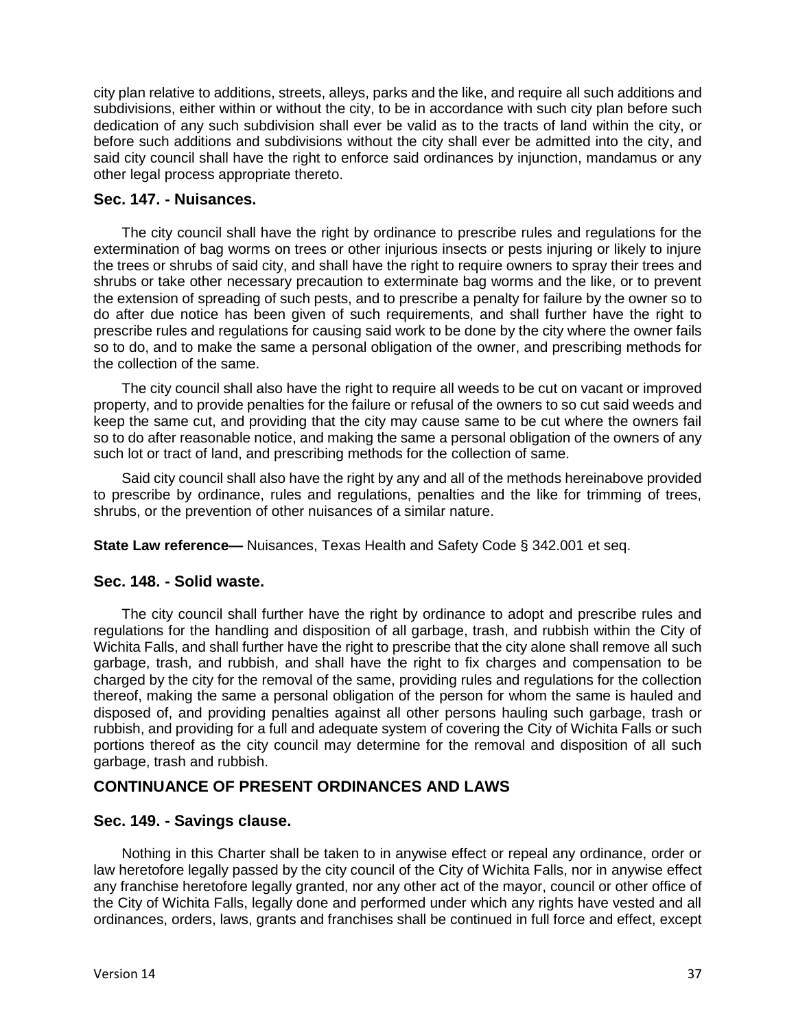city plan relative to additions, streets, alleys, parks and the like, and require all such additions and subdivisions, either within or without the city, to be in accordance with such city plan before such dedication of any such subdivision shall ever be valid as to the tracts of land within the city, or before such additions and subdivisions without the city shall ever be admitted into the city, and said city council shall have the right to enforce said ordinances by injunction, mandamus or any other legal process appropriate thereto.

### Sec. 147. - Nuisances.

The city council shall have the right by ordinance to prescribe rules and regulations for the extermination of bag worms on trees or other injurious insects or pests injuring or likely to injure the trees or shrubs of said city, and shall have the right to require owners to spray their trees and shrubs or take other necessary precaution to exterminate bag worms and the like, or to prevent the extension of spreading of such pests, and to prescribe a penalty for failure by the owner so to do after due notice has been given of such requirements, and shall further have the right to prescribe rules and regulations for causing said work to be done by the city where the owner fails so to do, and to make the same a personal obligation of the owner, and prescribing methods for the collection of the same.

The city council shall also have the right to require all weeds to be cut on vacant or improved property, and to provide penalties for the failure or refusal of the owners to so cut said weeds and keep the same cut, and providing that the city may cause same to be cut where the owners fail so to do after reasonable notice, and making the same a personal obligation of the owners of any such lot or tract of land, and prescribing methods for the collection of same.

Said city council shall also have the right by any and all of the methods hereinabove provided to prescribe by ordinance, rules and regulations, penalties and the like for trimming of trees, shrubs, or the prevention of other nuisances of a similar nature.

**State Law reference—** Nuisances, Texas Health and Safety Code § 342.001 et seq.

### Sec. 148. - Solid waste.

The city council shall further have the right by ordinance to adopt and prescribe rules and regulations for the handling and disposition of all garbage, trash, and rubbish within the City of Wichita Falls, and shall further have the right to prescribe that the city alone shall remove all such garbage, trash, and rubbish, and shall have the right to fix charges and compensation to be charged by the city for the removal of the same, providing rules and regulations for the collection thereof, making the same a personal obligation of the person for whom the same is hauled and disposed of, and providing penalties against all other persons hauling such garbage, trash or rubbish, and providing for a full and adequate system of covering the City of Wichita Falls or such portions thereof as the city council may determine for the removal and disposition of all such garbage, trash and rubbish.

## CONTINUANCE OF PRESENT ORDINANCES AND LAWS

### Sec. 149. - Savings clause.

Nothing in this Charter shall be taken to in anywise effect or repeal any ordinance, order or law heretofore legally passed by the city council of the City of Wichita Falls, nor in anywise effect any franchise heretofore legally granted, nor any other act of the mayor, council or other office of the City of Wichita Falls, legally done and performed under which any rights have vested and all ordinances, orders, laws, grants and franchises shall be continued in full force and effect, except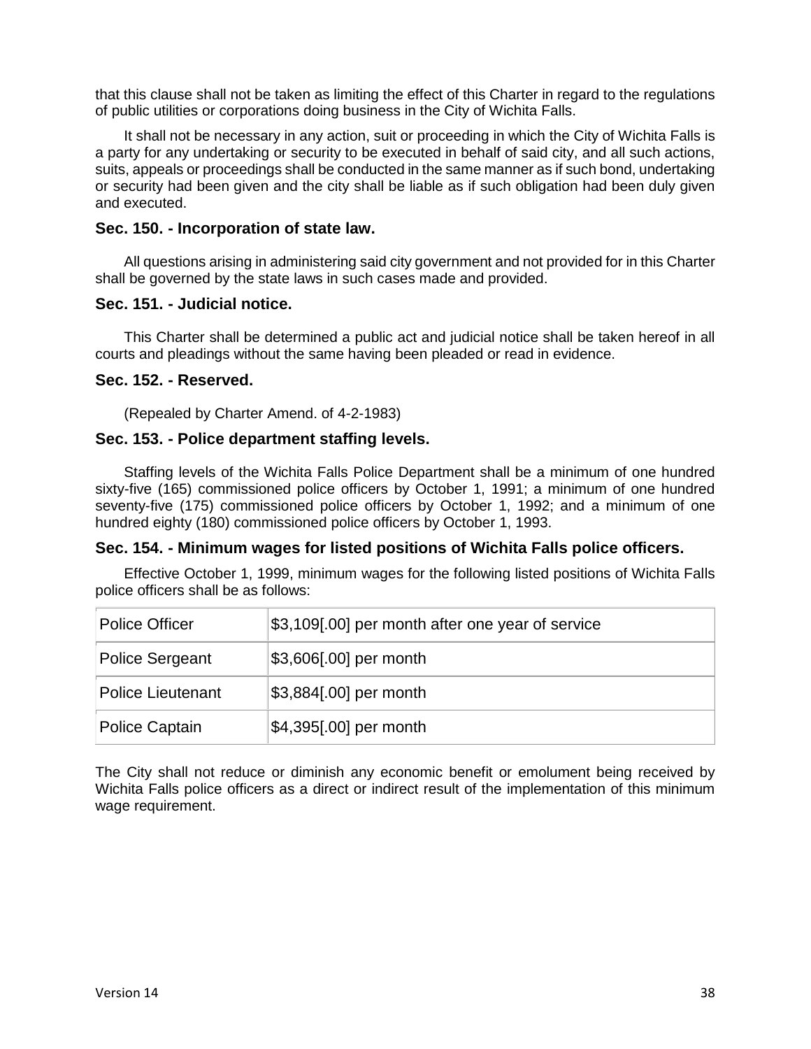that this clause shall not be taken as limiting the effect of this Charter in regard to the regulations of public utilities or corporations doing business in the City of Wichita Falls.

It shall not be necessary in any action, suit or proceeding in which the City of Wichita Falls is a party for any undertaking or security to be executed in behalf of said city, and all such actions, suits, appeals or proceedings shall be conducted in the same manner as if such bond, undertaking or security had been given and the city shall be liable as if such obligation had been duly given and executed.

### Sec. 150. - Incorporation of state law.

All questions arising in administering said city government and not provided for in this Charter shall be governed by the state laws in such cases made and provided.

### Sec. 151. - Judicial notice.

This Charter shall be determined a public act and judicial notice shall be taken hereof in all courts and pleadings without the same having been pleaded or read in evidence.

### Sec. 152. - Reserved.

(Repealed by Charter Amend. of 4-2-1983)

### Sec. 153. - Police department staffing levels.

Staffing levels of the Wichita Falls Police Department shall be a minimum of one hundred sixty-five (165) commissioned police officers by October 1, 1991; a minimum of one hundred seventy-five (175) commissioned police officers by October 1, 1992; and a minimum of one hundred eighty (180) commissioned police officers by October 1, 1993.

### Sec. 154. - Minimum wages for listed positions of Wichita Falls police officers.

Effective October 1, 1999, minimum wages for the following listed positions of Wichita Falls police officers shall be as follows:

| | |
|---|---|
| Police Officer | $3,109[.00] per month after one year of service |
| Police Sergeant | $3,606[.00] per month |
| Police Lieutenant | $3,884[.00] per month |
| Police Captain | $4,395[.00] per month |

The City shall not reduce or diminish any economic benefit or emolument being received by Wichita Falls police officers as a direct or indirect result of the implementation of this minimum wage requirement.